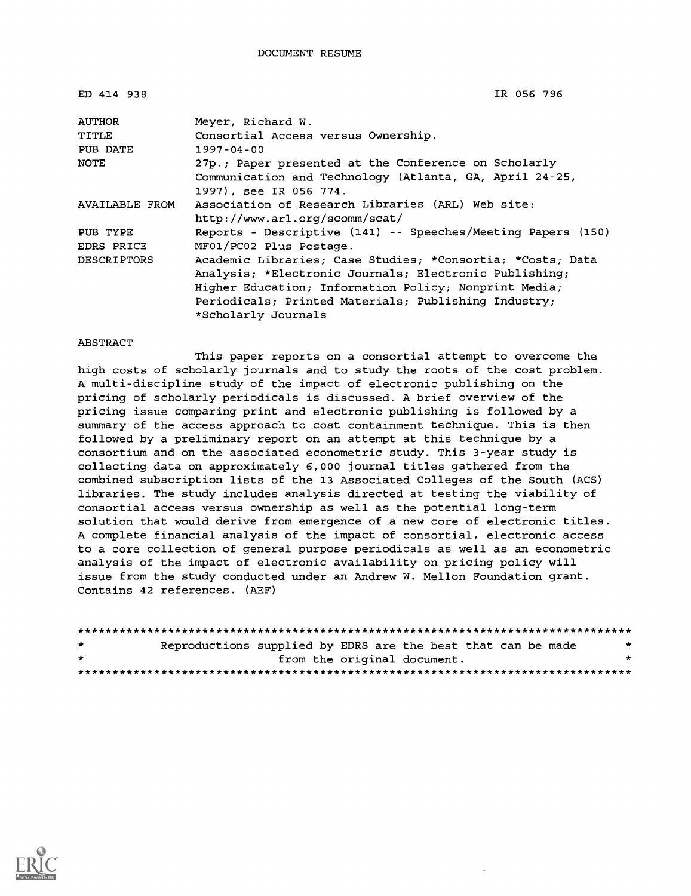DOCUMENT RESUME

| ED 414 938 | IR 056 796 |
|---|---|
| AUTHOR | Meyer, Richard W. |
| TITLE | Consortial Access versus Ownership. |
| PUB DATE | 1997-04-00 |
| NOTE | 27p.; Paper presented at the Conference on Scholarly Communication and Technology (Atlanta, GA, April 24-25, 1997), see IR 056 774. |
| AVAILABLE FROM | Association of Research Libraries (ARL) Web site: http://www.arl.org/scomm/scat/ |
| PUB TYPE | Reports - Descriptive (141) -- Speeches/Meeting Papers (150) |
| EDRS PRICE | MF01/PC02 Plus Postage. |
| DESCRIPTORS | Academic Libraries; Case Studies; *Consortia; *Costs; Data Analysis; *Electronic Journals; Electronic Publishing; Higher Education; Information Policy; Nonprint Media; Periodicals; Printed Materials; Publishing Industry; *Scholarly Journals |

ABSTRACT

This paper reports on a consortial attempt to overcome the high costs of scholarly journals and to study the roots of the cost problem. A multi-discipline study of the impact of electronic publishing on the pricing of scholarly periodicals is discussed. A brief overview of the pricing issue comparing print and electronic publishing is followed by a summary of the access approach to cost containment technique. This is then followed by a preliminary report on an attempt at this technique by a consortium and on the associated econometric study. This 3-year study is collecting data on approximately 6,000 journal titles gathered from the combined subscription lists of the 13 Associated Colleges of the South (ACS) libraries. The study includes analysis directed at testing the viability of consortial access versus ownership as well as the potential long-term solution that would derive from emergence of a new core of electronic titles. A complete financial analysis of the impact of consortial, electronic access to a core collection of general purpose periodicals as well as an econometric analysis of the impact of electronic availability on pricing policy will issue from the study conducted under an Andrew W. Mellon Foundation grant. Contains 42 references. (AEF)

********************************************************************************
* Reproductions supplied by EDRS are the best that can be made *
* from the original document. *
********************************************************************************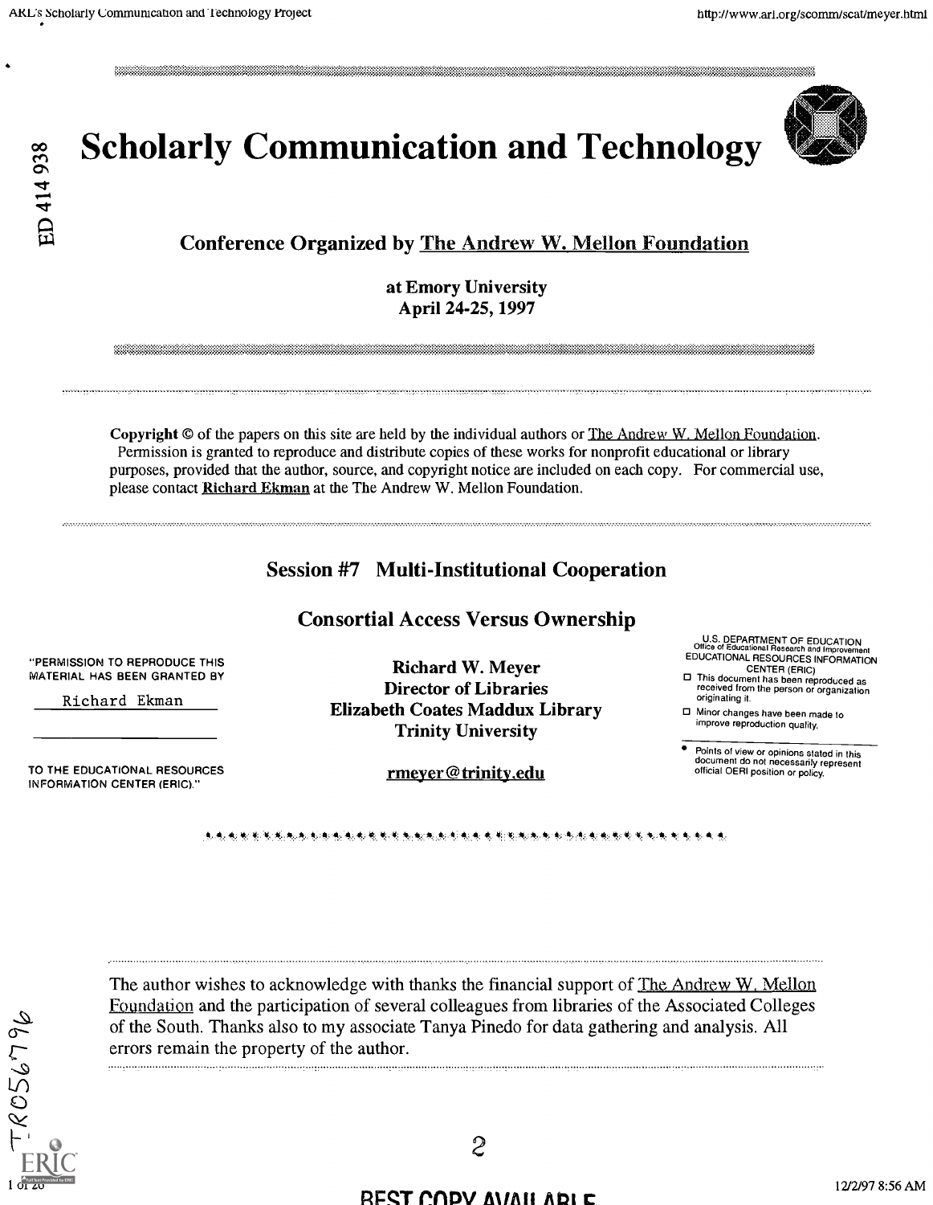# Scholarly Communication and Technology

## Conference Organized by The Andrew W. Mellon Foundation

**at Emory University**
**April 24-25, 1997**

---

**Copyright** © of the papers on this site are held by the individual authors or The Andrew W. Mellon Foundation. Permission is granted to reproduce and distribute copies of these works for nonprofit educational or library purposes, provided that the author, source, and copyright notice are included on each copy. For commercial use, please contact **Richard Ekman** at the The Andrew W. Mellon Foundation.

---

## Session #7 Multi-Institutional Cooperation

## Consortial Access Versus Ownership

**Richard W. Meyer**
**Director of Libraries**
**Elizabeth Coates Maddux Library**
**Trinity University**

**rmeyer@trinity.edu**

"PERMISSION TO REPRODUCE THIS MATERIAL HAS BEEN GRANTED BY Richard Ekman TO THE EDUCATIONAL RESOURCES INFORMATION CENTER (ERIC)."

U.S. DEPARTMENT OF EDUCATION
Office of Educational Research and Improvement
EDUCATIONAL RESOURCES INFORMATION CENTER (ERIC)

- This document has been reproduced as received from the person or organization originating it.
- Minor changes have been made to improve reproduction quality.
- Points of view or opinions stated in this document do not necessarily represent official OERI position or policy.

---

The author wishes to acknowledge with thanks the financial support of The Andrew W. Mellon Foundation and the participation of several colleagues from libraries of the Associated Colleges of the South. Thanks also to my associate Tanya Pinedo for data gathering and analysis. All errors remain the property of the author.

BEST COPY AVAILABLE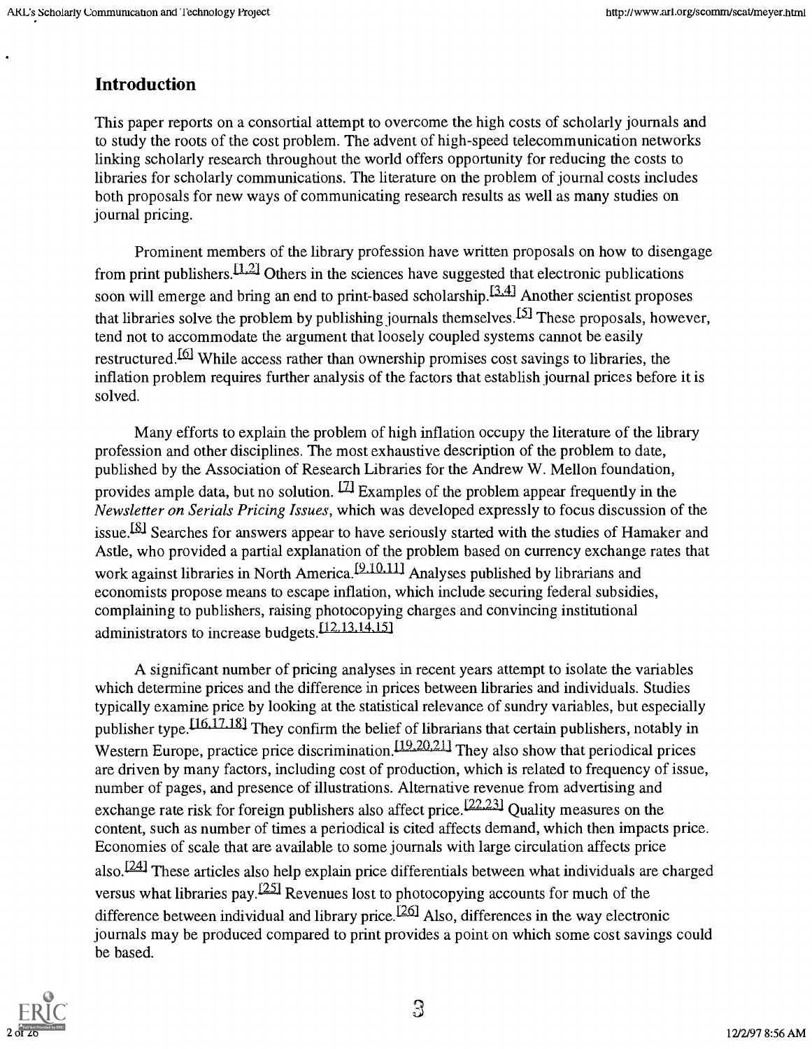## Introduction

This paper reports on a consortial attempt to overcome the high costs of scholarly journals and to study the roots of the cost problem. The advent of high-speed telecommunication networks linking scholarly research throughout the world offers opportunity for reducing the costs to libraries for scholarly communications. The literature on the problem of journal costs includes both proposals for new ways of communicating research results as well as many studies on journal pricing.

Prominent members of the library profession have written proposals on how to disengage from print publishers.[1,2] Others in the sciences have suggested that electronic publications soon will emerge and bring an end to print-based scholarship.[3,4] Another scientist proposes that libraries solve the problem by publishing journals themselves.[5] These proposals, however, tend not to accommodate the argument that loosely coupled systems cannot be easily restructured.[6] While access rather than ownership promises cost savings to libraries, the inflation problem requires further analysis of the factors that establish journal prices before it is solved.

Many efforts to explain the problem of high inflation occupy the literature of the library profession and other disciplines. The most exhaustive description of the problem to date, published by the Association of Research Libraries for the Andrew W. Mellon foundation, provides ample data, but no solution. [7] Examples of the problem appear frequently in the *Newsletter on Serials Pricing Issues*, which was developed expressly to focus discussion of the issue.[8] Searches for answers appear to have seriously started with the studies of Hamaker and Astle, who provided a partial explanation of the problem based on currency exchange rates that work against libraries in North America.[9,10,11] Analyses published by librarians and economists propose means to escape inflation, which include securing federal subsidies, complaining to publishers, raising photocopying charges and convincing institutional administrators to increase budgets.[12,13,14,15]

A significant number of pricing analyses in recent years attempt to isolate the variables which determine prices and the difference in prices between libraries and individuals. Studies typically examine price by looking at the statistical relevance of sundry variables, but especially publisher type.[16,17,18] They confirm the belief of librarians that certain publishers, notably in Western Europe, practice price discrimination.[19,20,21] They also show that periodical prices are driven by many factors, including cost of production, which is related to frequency of issue, number of pages, and presence of illustrations. Alternative revenue from advertising and exchange rate risk for foreign publishers also affect price.[22,23] Quality measures on the content, such as number of times a periodical is cited affects demand, which then impacts price. Economies of scale that are available to some journals with large circulation affects price also.[24] These articles also help explain price differentials between what individuals are charged versus what libraries pay.[25] Revenues lost to photocopying accounts for much of the difference between individual and library price.[26] Also, differences in the way electronic journals may be produced compared to print provides a point on which some cost savings could be based.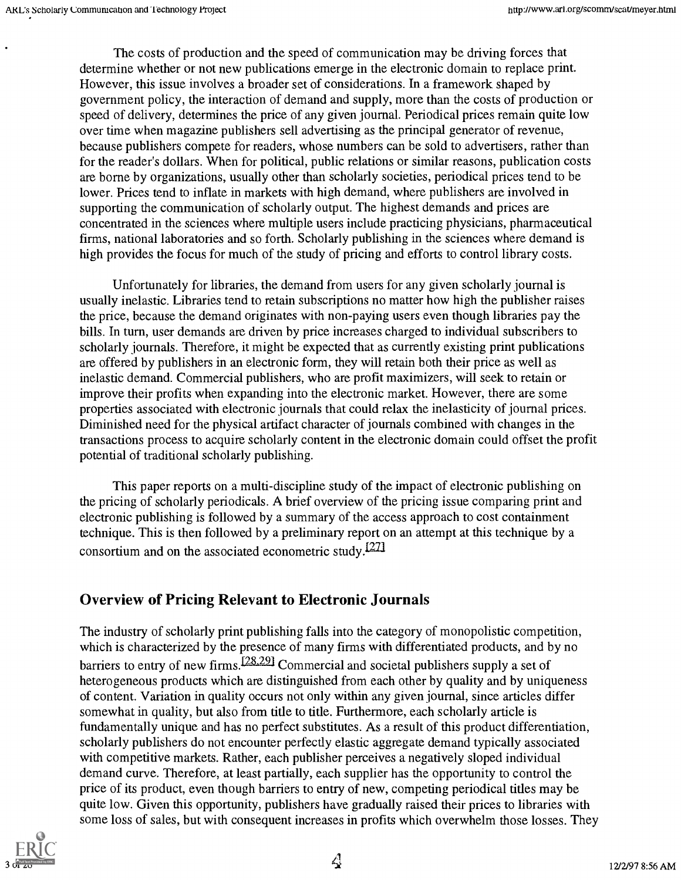The costs of production and the speed of communication may be driving forces that determine whether or not new publications emerge in the electronic domain to replace print. However, this issue involves a broader set of considerations. In a framework shaped by government policy, the interaction of demand and supply, more than the costs of production or speed of delivery, determines the price of any given journal. Periodical prices remain quite low over time when magazine publishers sell advertising as the principal generator of revenue, because publishers compete for readers, whose numbers can be sold to advertisers, rather than for the reader's dollars. When for political, public relations or similar reasons, publication costs are borne by organizations, usually other than scholarly societies, periodical prices tend to be lower. Prices tend to inflate in markets with high demand, where publishers are involved in supporting the communication of scholarly output. The highest demands and prices are concentrated in the sciences where multiple users include practicing physicians, pharmaceutical firms, national laboratories and so forth. Scholarly publishing in the sciences where demand is high provides the focus for much of the study of pricing and efforts to control library costs.

Unfortunately for libraries, the demand from users for any given scholarly journal is usually inelastic. Libraries tend to retain subscriptions no matter how high the publisher raises the price, because the demand originates with non-paying users even though libraries pay the bills. In turn, user demands are driven by price increases charged to individual subscribers to scholarly journals. Therefore, it might be expected that as currently existing print publications are offered by publishers in an electronic form, they will retain both their price as well as inelastic demand. Commercial publishers, who are profit maximizers, will seek to retain or improve their profits when expanding into the electronic market. However, there are some properties associated with electronic journals that could relax the inelasticity of journal prices. Diminished need for the physical artifact character of journals combined with changes in the transactions process to acquire scholarly content in the electronic domain could offset the profit potential of traditional scholarly publishing.

This paper reports on a multi-discipline study of the impact of electronic publishing on the pricing of scholarly periodicals. A brief overview of the pricing issue comparing print and electronic publishing is followed by a summary of the access approach to cost containment technique. This is then followed by a preliminary report on an attempt at this technique by a consortium and on the associated econometric study.[27]

## Overview of Pricing Relevant to Electronic Journals

The industry of scholarly print publishing falls into the category of monopolistic competition, which is characterized by the presence of many firms with differentiated products, and by no barriers to entry of new firms.[28,29] Commercial and societal publishers supply a set of heterogeneous products which are distinguished from each other by quality and by uniqueness of content. Variation in quality occurs not only within any given journal, since articles differ somewhat in quality, but also from title to title. Furthermore, each scholarly article is fundamentally unique and has no perfect substitutes. As a result of this product differentiation, scholarly publishers do not encounter perfectly elastic aggregate demand typically associated with competitive markets. Rather, each publisher perceives a negatively sloped individual demand curve. Therefore, at least partially, each supplier has the opportunity to control the price of its product, even though barriers to entry of new, competing periodical titles may be quite low. Given this opportunity, publishers have gradually raised their prices to libraries with some loss of sales, but with consequent increases in profits which overwhelm those losses. They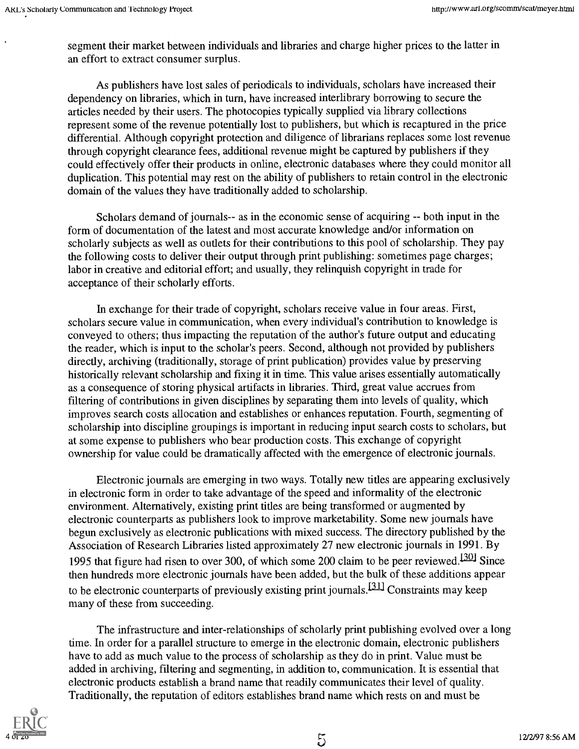segment their market between individuals and libraries and charge higher prices to the latter in an effort to extract consumer surplus.

As publishers have lost sales of periodicals to individuals, scholars have increased their dependency on libraries, which in turn, have increased interlibrary borrowing to secure the articles needed by their users. The photocopies typically supplied via library collections represent some of the revenue potentially lost to publishers, but which is recaptured in the price differential. Although copyright protection and diligence of librarians replaces some lost revenue through copyright clearance fees, additional revenue might be captured by publishers if they could effectively offer their products in online, electronic databases where they could monitor all duplication. This potential may rest on the ability of publishers to retain control in the electronic domain of the values they have traditionally added to scholarship.

Scholars demand of journals-- as in the economic sense of acquiring -- both input in the form of documentation of the latest and most accurate knowledge and/or information on scholarly subjects as well as outlets for their contributions to this pool of scholarship. They pay the following costs to deliver their output through print publishing: sometimes page charges; labor in creative and editorial effort; and usually, they relinquish copyright in trade for acceptance of their scholarly efforts.

In exchange for their trade of copyright, scholars receive value in four areas. First, scholars secure value in communication, when every individual's contribution to knowledge is conveyed to others; thus impacting the reputation of the author's future output and educating the reader, which is input to the scholar's peers. Second, although not provided by publishers directly, archiving (traditionally, storage of print publication) provides value by preserving historically relevant scholarship and fixing it in time. This value arises essentially automatically as a consequence of storing physical artifacts in libraries. Third, great value accrues from filtering of contributions in given disciplines by separating them into levels of quality, which improves search costs allocation and establishes or enhances reputation. Fourth, segmenting of scholarship into discipline groupings is important in reducing input search costs to scholars, but at some expense to publishers who bear production costs. This exchange of copyright ownership for value could be dramatically affected with the emergence of electronic journals.

Electronic journals are emerging in two ways. Totally new titles are appearing exclusively in electronic form in order to take advantage of the speed and informality of the electronic environment. Alternatively, existing print titles are being transformed or augmented by electronic counterparts as publishers look to improve marketability. Some new journals have begun exclusively as electronic publications with mixed success. The directory published by the Association of Research Libraries listed approximately 27 new electronic journals in 1991. By 1995 that figure had risen to over 300, of which some 200 claim to be peer reviewed.[30] Since then hundreds more electronic journals have been added, but the bulk of these additions appear to be electronic counterparts of previously existing print journals.[31] Constraints may keep many of these from succeeding.

The infrastructure and inter-relationships of scholarly print publishing evolved over a long time. In order for a parallel structure to emerge in the electronic domain, electronic publishers have to add as much value to the process of scholarship as they do in print. Value must be added in archiving, filtering and segmenting, in addition to, communication. It is essential that electronic products establish a brand name that readily communicates their level of quality. Traditionally, the reputation of editors establishes brand name which rests on and must be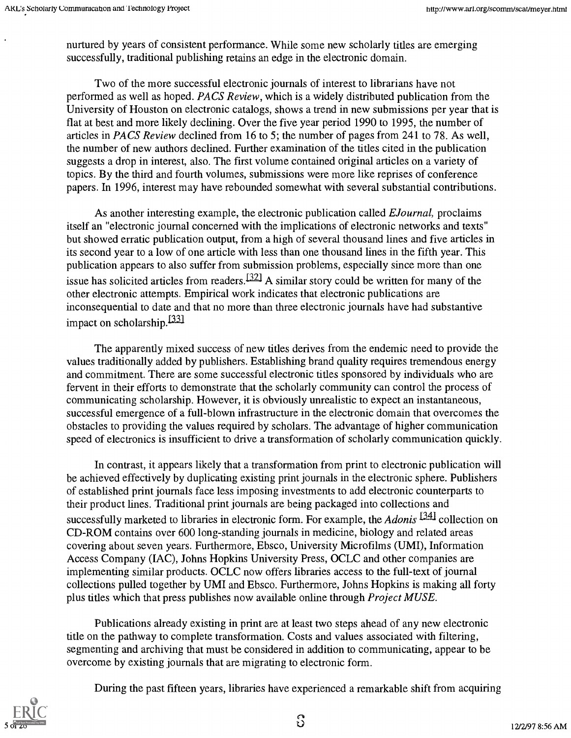nurtured by years of consistent performance. While some new scholarly titles are emerging successfully, traditional publishing retains an edge in the electronic domain.

Two of the more successful electronic journals of interest to librarians have not performed as well as hoped. *PACS Review*, which is a widely distributed publication from the University of Houston on electronic catalogs, shows a trend in new submissions per year that is flat at best and more likely declining. Over the five year period 1990 to 1995, the number of articles in *PACS Review* declined from 16 to 5; the number of pages from 241 to 78. As well, the number of new authors declined. Further examination of the titles cited in the publication suggests a drop in interest, also. The first volume contained original articles on a variety of topics. By the third and fourth volumes, submissions were more like reprises of conference papers. In 1996, interest may have rebounded somewhat with several substantial contributions.

As another interesting example, the electronic publication called *EJournal*, proclaims itself an "electronic journal concerned with the implications of electronic networks and texts" but showed erratic publication output, from a high of several thousand lines and five articles in its second year to a low of one article with less than one thousand lines in the fifth year. This publication appears to also suffer from submission problems, especially since more than one issue has solicited articles from readers.[32] A similar story could be written for many of the other electronic attempts. Empirical work indicates that electronic publications are inconsequential to date and that no more than three electronic journals have had substantive impact on scholarship.[33]

The apparently mixed success of new titles derives from the endemic need to provide the values traditionally added by publishers. Establishing brand quality requires tremendous energy and commitment. There are some successful electronic titles sponsored by individuals who are fervent in their efforts to demonstrate that the scholarly community can control the process of communicating scholarship. However, it is obviously unrealistic to expect an instantaneous, successful emergence of a full-blown infrastructure in the electronic domain that overcomes the obstacles to providing the values required by scholars. The advantage of higher communication speed of electronics is insufficient to drive a transformation of scholarly communication quickly.

In contrast, it appears likely that a transformation from print to electronic publication will be achieved effectively by duplicating existing print journals in the electronic sphere. Publishers of established print journals face less imposing investments to add electronic counterparts to their product lines. Traditional print journals are being packaged into collections and successfully marketed to libraries in electronic form. For example, the *Adonis* [34] collection on CD-ROM contains over 600 long-standing journals in medicine, biology and related areas covering about seven years. Furthermore, Ebsco, University Microfilms (UMI), Information Access Company (IAC), Johns Hopkins University Press, OCLC and other companies are implementing similar products. OCLC now offers libraries access to the full-text of journal collections pulled together by UMI and Ebsco. Furthermore, Johns Hopkins is making all forty plus titles which that press publishes now available online through *Project MUSE*.

Publications already existing in print are at least two steps ahead of any new electronic title on the pathway to complete transformation. Costs and values associated with filtering, segmenting and archiving that must be considered in addition to communicating, appear to be overcome by existing journals that are migrating to electronic form.

During the past fifteen years, libraries have experienced a remarkable shift from acquiring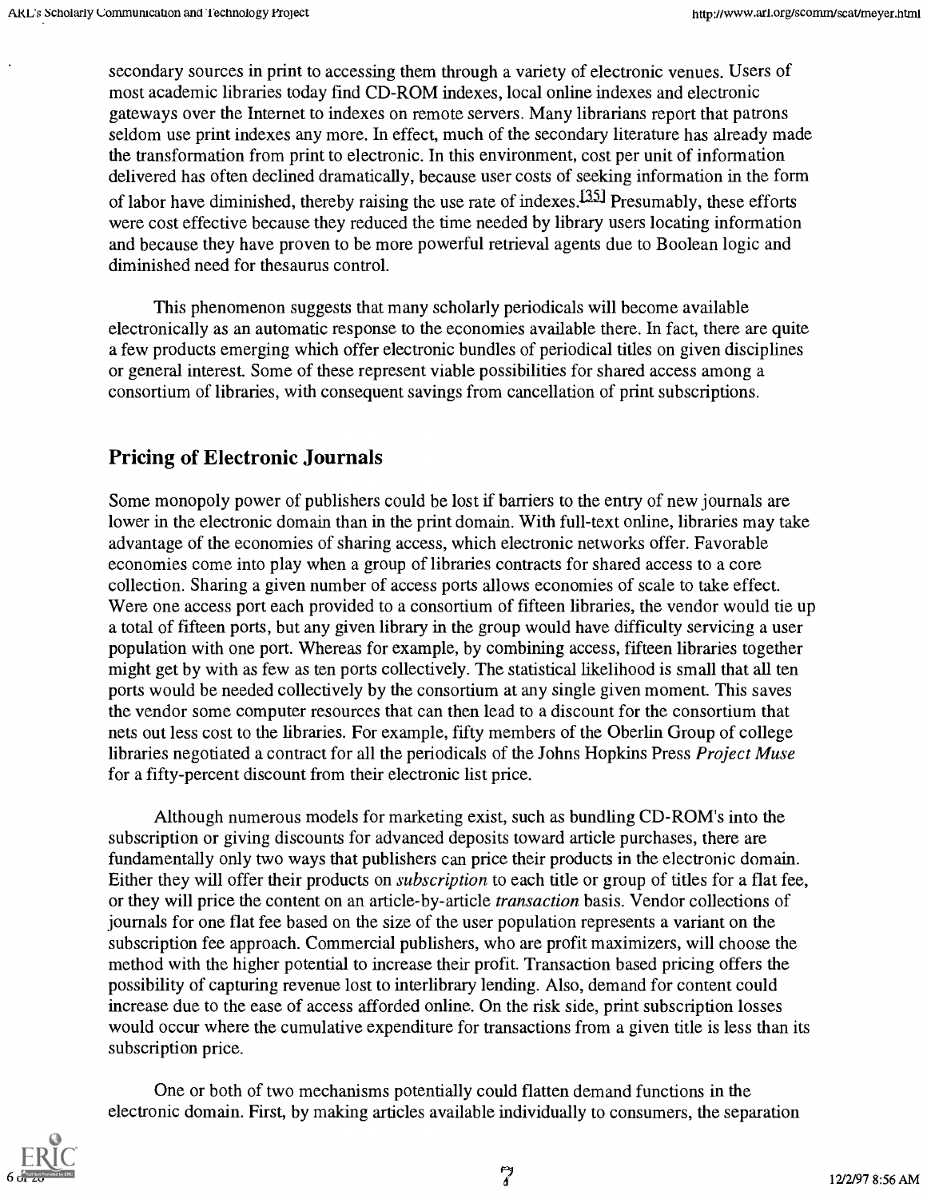secondary sources in print to accessing them through a variety of electronic venues. Users of most academic libraries today find CD-ROM indexes, local online indexes and electronic gateways over the Internet to indexes on remote servers. Many librarians report that patrons seldom use print indexes any more. In effect, much of the secondary literature has already made the transformation from print to electronic. In this environment, cost per unit of information delivered has often declined dramatically, because user costs of seeking information in the form of labor have diminished, thereby raising the use rate of indexes.[35] Presumably, these efforts were cost effective because they reduced the time needed by library users locating information and because they have proven to be more powerful retrieval agents due to Boolean logic and diminished need for thesaurus control.

This phenomenon suggests that many scholarly periodicals will become available electronically as an automatic response to the economies available there. In fact, there are quite a few products emerging which offer electronic bundles of periodical titles on given disciplines or general interest. Some of these represent viable possibilities for shared access among a consortium of libraries, with consequent savings from cancellation of print subscriptions.

## Pricing of Electronic Journals

Some monopoly power of publishers could be lost if barriers to the entry of new journals are lower in the electronic domain than in the print domain. With full-text online, libraries may take advantage of the economies of sharing access, which electronic networks offer. Favorable economies come into play when a group of libraries contracts for shared access to a core collection. Sharing a given number of access ports allows economies of scale to take effect. Were one access port each provided to a consortium of fifteen libraries, the vendor would tie up a total of fifteen ports, but any given library in the group would have difficulty servicing a user population with one port. Whereas for example, by combining access, fifteen libraries together might get by with as few as ten ports collectively. The statistical likelihood is small that all ten ports would be needed collectively by the consortium at any single given moment. This saves the vendor some computer resources that can then lead to a discount for the consortium that nets out less cost to the libraries. For example, fifty members of the Oberlin Group of college libraries negotiated a contract for all the periodicals of the Johns Hopkins Press *Project Muse* for a fifty-percent discount from their electronic list price.

Although numerous models for marketing exist, such as bundling CD-ROM's into the subscription or giving discounts for advanced deposits toward article purchases, there are fundamentally only two ways that publishers can price their products in the electronic domain. Either they will offer their products on *subscription* to each title or group of titles for a flat fee, or they will price the content on an article-by-article *transaction* basis. Vendor collections of journals for one flat fee based on the size of the user population represents a variant on the subscription fee approach. Commercial publishers, who are profit maximizers, will choose the method with the higher potential to increase their profit. Transaction based pricing offers the possibility of capturing revenue lost to interlibrary lending. Also, demand for content could increase due to the ease of access afforded online. On the risk side, print subscription losses would occur where the cumulative expenditure for transactions from a given title is less than its subscription price.

One or both of two mechanisms potentially could flatten demand functions in the electronic domain. First, by making articles available individually to consumers, the separation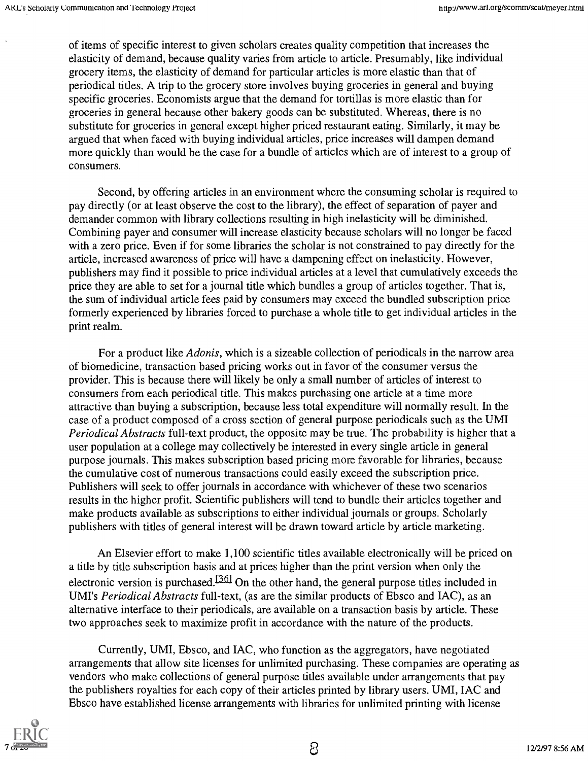of items of specific interest to given scholars creates quality competition that increases the elasticity of demand, because quality varies from article to article. Presumably, like individual grocery items, the elasticity of demand for particular articles is more elastic than that of periodical titles. A trip to the grocery store involves buying groceries in general and buying specific groceries. Economists argue that the demand for tortillas is more elastic than for groceries in general because other bakery goods can be substituted. Whereas, there is no substitute for groceries in general except higher priced restaurant eating. Similarly, it may be argued that when faced with buying individual articles, price increases will dampen demand more quickly than would be the case for a bundle of articles which are of interest to a group of consumers.

Second, by offering articles in an environment where the consuming scholar is required to pay directly (or at least observe the cost to the library), the effect of separation of payer and demander common with library collections resulting in high inelasticity will be diminished. Combining payer and consumer will increase elasticity because scholars will no longer be faced with a zero price. Even if for some libraries the scholar is not constrained to pay directly for the article, increased awareness of price will have a dampening effect on inelasticity. However, publishers may find it possible to price individual articles at a level that cumulatively exceeds the price they are able to set for a journal title which bundles a group of articles together. That is, the sum of individual article fees paid by consumers may exceed the bundled subscription price formerly experienced by libraries forced to purchase a whole title to get individual articles in the print realm.

For a product like *Adonis*, which is a sizeable collection of periodicals in the narrow area of biomedicine, transaction based pricing works out in favor of the consumer versus the provider. This is because there will likely be only a small number of articles of interest to consumers from each periodical title. This makes purchasing one article at a time more attractive than buying a subscription, because less total expenditure will normally result. In the case of a product composed of a cross section of general purpose periodicals such as the UMI *Periodical Abstracts* full-text product, the opposite may be true. The probability is higher that a user population at a college may collectively be interested in every single article in general purpose journals. This makes subscription based pricing more favorable for libraries, because the cumulative cost of numerous transactions could easily exceed the subscription price. Publishers will seek to offer journals in accordance with whichever of these two scenarios results in the higher profit. Scientific publishers will tend to bundle their articles together and make products available as subscriptions to either individual journals or groups. Scholarly publishers with titles of general interest will be drawn toward article by article marketing.

An Elsevier effort to make 1,100 scientific titles available electronically will be priced on a title by title subscription basis and at prices higher than the print version when only the electronic version is purchased.[36] On the other hand, the general purpose titles included in UMI's *Periodical Abstracts* full-text, (as are the similar products of Ebsco and IAC), as an alternative interface to their periodicals, are available on a transaction basis by article. These two approaches seek to maximize profit in accordance with the nature of the products.

Currently, UMI, Ebsco, and IAC, who function as the aggregators, have negotiated arrangements that allow site licenses for unlimited purchasing. These companies are operating as vendors who make collections of general purpose titles available under arrangements that pay the publishers royalties for each copy of their articles printed by library users. UMI, IAC and Ebsco have established license arrangements with libraries for unlimited printing with license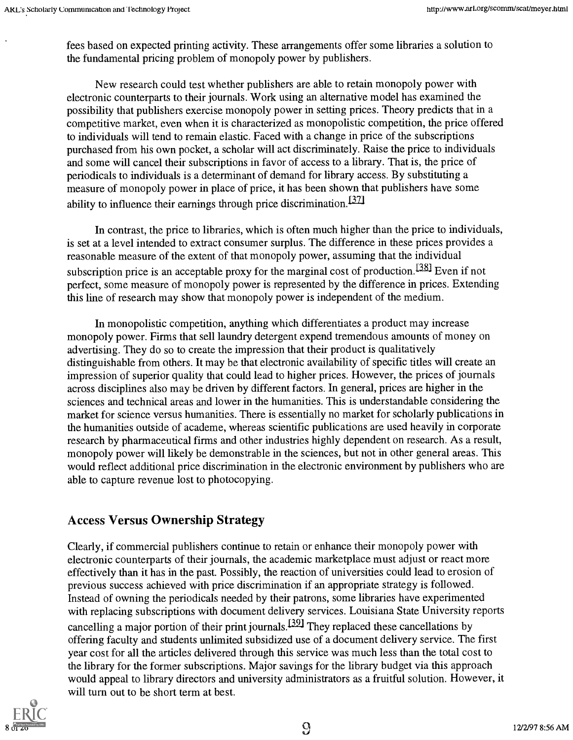fees based on expected printing activity. These arrangements offer some libraries a solution to the fundamental pricing problem of monopoly power by publishers.

New research could test whether publishers are able to retain monopoly power with electronic counterparts to their journals. Work using an alternative model has examined the possibility that publishers exercise monopoly power in setting prices. Theory predicts that in a competitive market, even when it is characterized as monopolistic competition, the price offered to individuals will tend to remain elastic. Faced with a change in price of the subscriptions purchased from his own pocket, a scholar will act discriminately. Raise the price to individuals and some will cancel their subscriptions in favor of access to a library. That is, the price of periodicals to individuals is a determinant of demand for library access. By substituting a measure of monopoly power in place of price, it has been shown that publishers have some ability to influence their earnings through price discrimination.[37]

In contrast, the price to libraries, which is often much higher than the price to individuals, is set at a level intended to extract consumer surplus. The difference in these prices provides a reasonable measure of the extent of that monopoly power, assuming that the individual subscription price is an acceptable proxy for the marginal cost of production.[38] Even if not perfect, some measure of monopoly power is represented by the difference in prices. Extending this line of research may show that monopoly power is independent of the medium.

In monopolistic competition, anything which differentiates a product may increase monopoly power. Firms that sell laundry detergent expend tremendous amounts of money on advertising. They do so to create the impression that their product is qualitatively distinguishable from others. It may be that electronic availability of specific titles will create an impression of superior quality that could lead to higher prices. However, the prices of journals across disciplines also may be driven by different factors. In general, prices are higher in the sciences and technical areas and lower in the humanities. This is understandable considering the market for science versus humanities. There is essentially no market for scholarly publications in the humanities outside of academe, whereas scientific publications are used heavily in corporate research by pharmaceutical firms and other industries highly dependent on research. As a result, monopoly power will likely be demonstrable in the sciences, but not in other general areas. This would reflect additional price discrimination in the electronic environment by publishers who are able to capture revenue lost to photocopying.

## Access Versus Ownership Strategy

Clearly, if commercial publishers continue to retain or enhance their monopoly power with electronic counterparts of their journals, the academic marketplace must adjust or react more effectively than it has in the past. Possibly, the reaction of universities could lead to erosion of previous success achieved with price discrimination if an appropriate strategy is followed. Instead of owning the periodicals needed by their patrons, some libraries have experimented with replacing subscriptions with document delivery services. Louisiana State University reports cancelling a major portion of their print journals.[39] They replaced these cancellations by offering faculty and students unlimited subsidized use of a document delivery service. The first year cost for all the articles delivered through this service was much less than the total cost to the library for the former subscriptions. Major savings for the library budget via this approach would appeal to library directors and university administrators as a fruitful solution. However, it will turn out to be short term at best.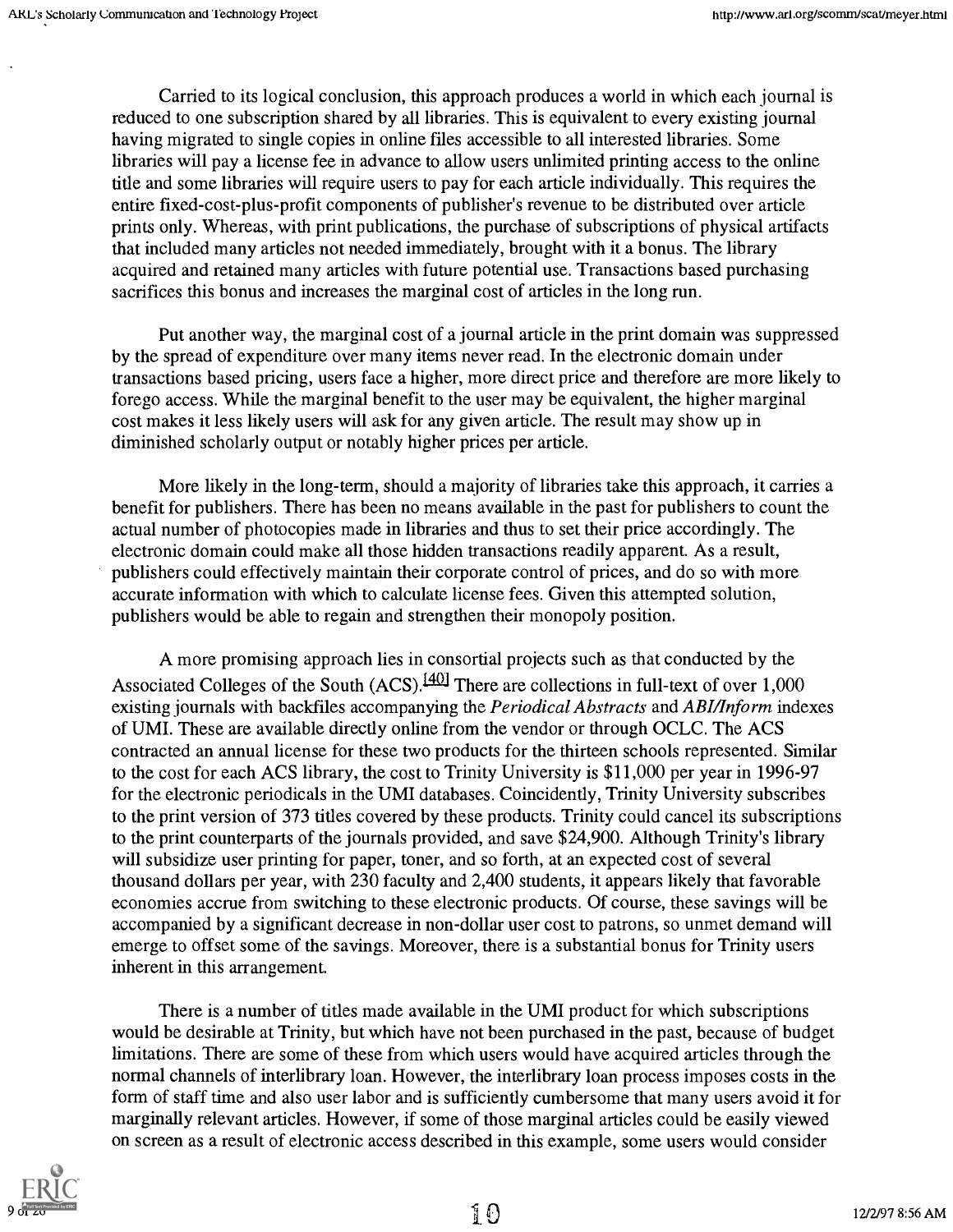Carried to its logical conclusion, this approach produces a world in which each journal is reduced to one subscription shared by all libraries. This is equivalent to every existing journal having migrated to single copies in online files accessible to all interested libraries. Some libraries will pay a license fee in advance to allow users unlimited printing access to the online title and some libraries will require users to pay for each article individually. This requires the entire fixed-cost-plus-profit components of publisher's revenue to be distributed over article prints only. Whereas, with print publications, the purchase of subscriptions of physical artifacts that included many articles not needed immediately, brought with it a bonus. The library acquired and retained many articles with future potential use. Transactions based purchasing sacrifices this bonus and increases the marginal cost of articles in the long run.

Put another way, the marginal cost of a journal article in the print domain was suppressed by the spread of expenditure over many items never read. In the electronic domain under transactions based pricing, users face a higher, more direct price and therefore are more likely to forego access. While the marginal benefit to the user may be equivalent, the higher marginal cost makes it less likely users will ask for any given article. The result may show up in diminished scholarly output or notably higher prices per article.

More likely in the long-term, should a majority of libraries take this approach, it carries a benefit for publishers. There has been no means available in the past for publishers to count the actual number of photocopies made in libraries and thus to set their price accordingly. The electronic domain could make all those hidden transactions readily apparent. As a result, publishers could effectively maintain their corporate control of prices, and do so with more accurate information with which to calculate license fees. Given this attempted solution, publishers would be able to regain and strengthen their monopoly position.

A more promising approach lies in consortial projects such as that conducted by the Associated Colleges of the South (ACS).[40] There are collections in full-text of over 1,000 existing journals with backfiles accompanying the *Periodical Abstracts* and *ABI/Inform* indexes of UMI. These are available directly online from the vendor or through OCLC. The ACS contracted an annual license for these two products for the thirteen schools represented. Similar to the cost for each ACS library, the cost to Trinity University is $11,000 per year in 1996-97 for the electronic periodicals in the UMI databases. Coincidently, Trinity University subscribes to the print version of 373 titles covered by these products. Trinity could cancel its subscriptions to the print counterparts of the journals provided, and save $24,900. Although Trinity's library will subsidize user printing for paper, toner, and so forth, at an expected cost of several thousand dollars per year, with 230 faculty and 2,400 students, it appears likely that favorable economies accrue from switching to these electronic products. Of course, these savings will be accompanied by a significant decrease in non-dollar user cost to patrons, so unmet demand will emerge to offset some of the savings. Moreover, there is a substantial bonus for Trinity users inherent in this arrangement.

There is a number of titles made available in the UMI product for which subscriptions would be desirable at Trinity, but which have not been purchased in the past, because of budget limitations. There are some of these from which users would have acquired articles through the normal channels of interlibrary loan. However, the interlibrary loan process imposes costs in the form of staff time and also user labor and is sufficiently cumbersome that many users avoid it for marginally relevant articles. However, if some of those marginal articles could be easily viewed on screen as a result of electronic access described in this example, some users would consider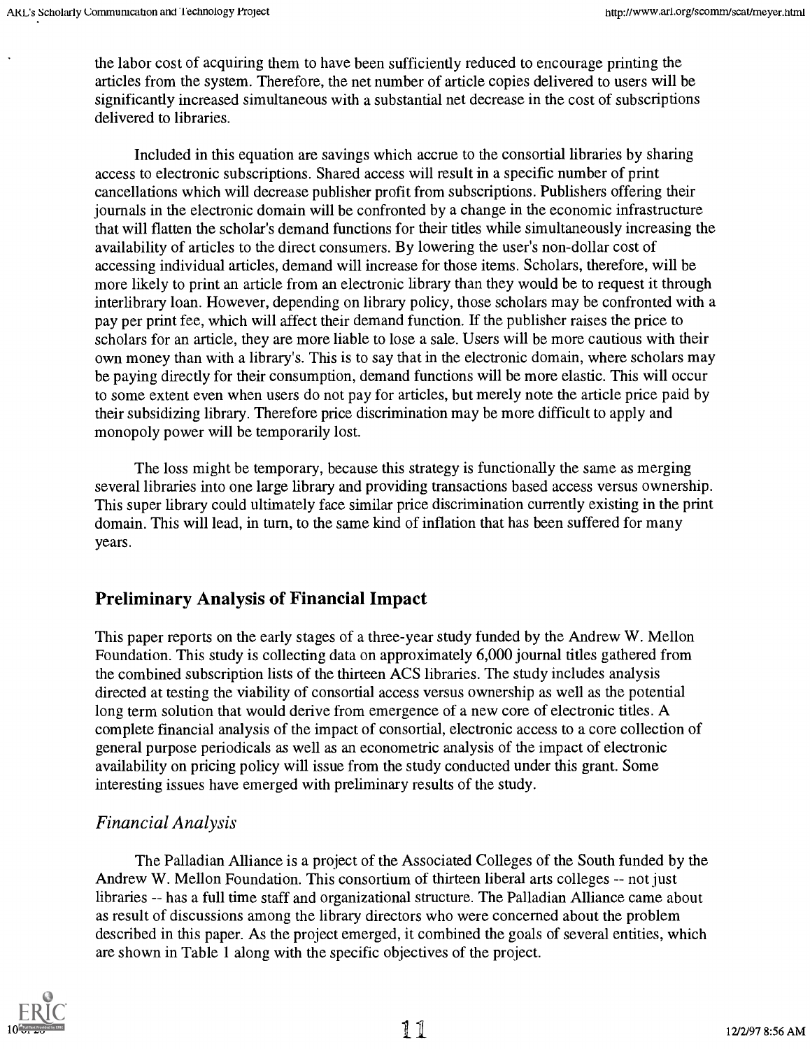the labor cost of acquiring them to have been sufficiently reduced to encourage printing the articles from the system. Therefore, the net number of article copies delivered to users will be significantly increased simultaneous with a substantial net decrease in the cost of subscriptions delivered to libraries.

Included in this equation are savings which accrue to the consortial libraries by sharing access to electronic subscriptions. Shared access will result in a specific number of print cancellations which will decrease publisher profit from subscriptions. Publishers offering their journals in the electronic domain will be confronted by a change in the economic infrastructure that will flatten the scholar's demand functions for their titles while simultaneously increasing the availability of articles to the direct consumers. By lowering the user's non-dollar cost of accessing individual articles, demand will increase for those items. Scholars, therefore, will be more likely to print an article from an electronic library than they would be to request it through interlibrary loan. However, depending on library policy, those scholars may be confronted with a pay per print fee, which will affect their demand function. If the publisher raises the price to scholars for an article, they are more liable to lose a sale. Users will be more cautious with their own money than with a library's. This is to say that in the electronic domain, where scholars may be paying directly for their consumption, demand functions will be more elastic. This will occur to some extent even when users do not pay for articles, but merely note the article price paid by their subsidizing library. Therefore price discrimination may be more difficult to apply and monopoly power will be temporarily lost.

The loss might be temporary, because this strategy is functionally the same as merging several libraries into one large library and providing transactions based access versus ownership. This super library could ultimately face similar price discrimination currently existing in the print domain. This will lead, in turn, to the same kind of inflation that has been suffered for many years.

## Preliminary Analysis of Financial Impact

This paper reports on the early stages of a three-year study funded by the Andrew W. Mellon Foundation. This study is collecting data on approximately 6,000 journal titles gathered from the combined subscription lists of the thirteen ACS libraries. The study includes analysis directed at testing the viability of consortial access versus ownership as well as the potential long term solution that would derive from emergence of a new core of electronic titles. A complete financial analysis of the impact of consortial, electronic access to a core collection of general purpose periodicals as well as an econometric analysis of the impact of electronic availability on pricing policy will issue from the study conducted under this grant. Some interesting issues have emerged with preliminary results of the study.

### *Financial Analysis*

The Palladian Alliance is a project of the Associated Colleges of the South funded by the Andrew W. Mellon Foundation. This consortium of thirteen liberal arts colleges -- not just libraries -- has a full time staff and organizational structure. The Palladian Alliance came about as result of discussions among the library directors who were concerned about the problem described in this paper. As the project emerged, it combined the goals of several entities, which are shown in Table 1 along with the specific objectives of the project.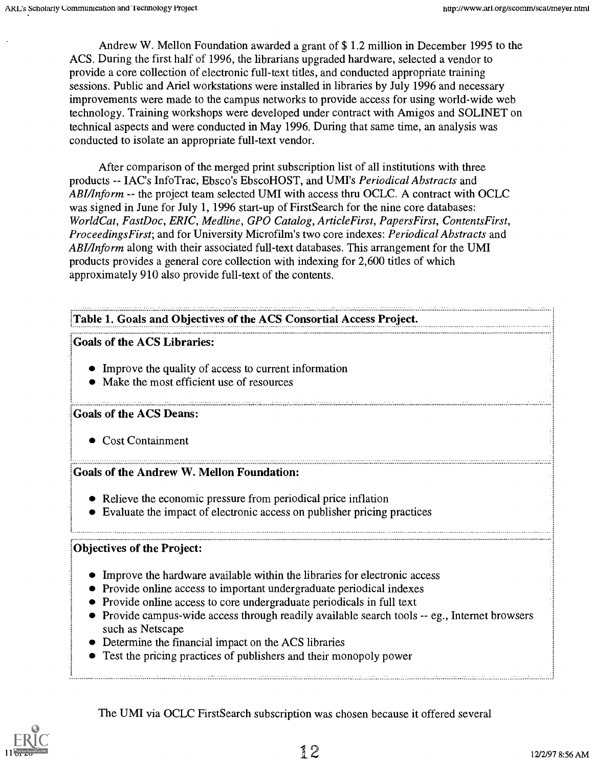Andrew W. Mellon Foundation awarded a grant of $ 1.2 million in December 1995 to the ACS. During the first half of 1996, the librarians upgraded hardware, selected a vendor to provide a core collection of electronic full-text titles, and conducted appropriate training sessions. Public and Ariel workstations were installed in libraries by July 1996 and necessary improvements were made to the campus networks to provide access for using world-wide web technology. Training workshops were developed under contract with Amigos and SOLINET on technical aspects and were conducted in May 1996. During that same time, an analysis was conducted to isolate an appropriate full-text vendor.

After comparison of the merged print subscription list of all institutions with three products -- IAC's InfoTrac, Ebsco's EbscoHOST, and UMI's *Periodical Abstracts* and *ABI/Inform* -- the project team selected UMI with access thru OCLC. A contract with OCLC was signed in June for July 1, 1996 start-up of FirstSearch for the nine core databases: *WorldCat, FastDoc, ERIC, Medline, GPO Catalog, ArticleFirst, PapersFirst, ContentsFirst, ProceedingsFirst*; and for University Microfilm's two core indexes: *Periodical Abstracts* and *ABI/Inform* along with their associated full-text databases. This arrangement for the UMI products provides a general core collection with indexing for 2,600 titles of which approximately 910 also provide full-text of the contents.

**Table 1. Goals and Objectives of the ACS Consortial Access Project.**

**Goals of the ACS Libraries:**

- Improve the quality of access to current information
- Make the most efficient use of resources

**Goals of the ACS Deans:**

- Cost Containment

**Goals of the Andrew W. Mellon Foundation:**

- Relieve the economic pressure from periodical price inflation
- Evaluate the impact of electronic access on publisher pricing practices

**Objectives of the Project:**

- Improve the hardware available within the libraries for electronic access
- Provide online access to important undergraduate periodical indexes
- Provide online access to core undergraduate periodicals in full text
- Provide campus-wide access through readily available search tools -- eg., Internet browsers such as Netscape
- Determine the financial impact on the ACS libraries
- Test the pricing practices of publishers and their monopoly power

The UMI via OCLC FirstSearch subscription was chosen because it offered several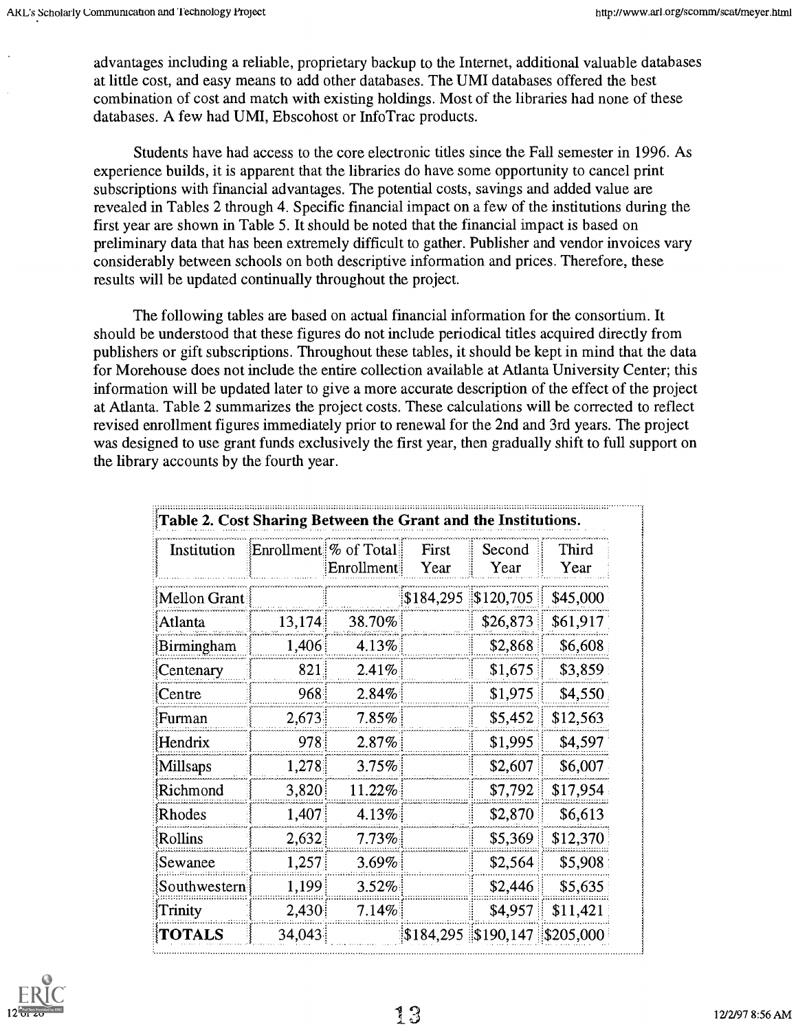advantages including a reliable, proprietary backup to the Internet, additional valuable databases at little cost, and easy means to add other databases. The UMI databases offered the best combination of cost and match with existing holdings. Most of the libraries had none of these databases. A few had UMI, Ebscohost or InfoTrac products.

Students have had access to the core electronic titles since the Fall semester in 1996. As experience builds, it is apparent that the libraries do have some opportunity to cancel print subscriptions with financial advantages. The potential costs, savings and added value are revealed in Tables 2 through 4. Specific financial impact on a few of the institutions during the first year are shown in Table 5. It should be noted that the financial impact is based on preliminary data that has been extremely difficult to gather. Publisher and vendor invoices vary considerably between schools on both descriptive information and prices. Therefore, these results will be updated continually throughout the project.

The following tables are based on actual financial information for the consortium. It should be understood that these figures do not include periodical titles acquired directly from publishers or gift subscriptions. Throughout these tables, it should be kept in mind that the data for Morehouse does not include the entire collection available at Atlanta University Center; this information will be updated later to give a more accurate description of the effect of the project at Atlanta. Table 2 summarizes the project costs. These calculations will be corrected to reflect revised enrollment figures immediately prior to renewal for the 2nd and 3rd years. The project was designed to use grant funds exclusively the first year, then gradually shift to full support on the library accounts by the fourth year.

**Table 2. Cost Sharing Between the Grant and the Institutions.**

| Institution | Enrollment | % of Total Enrollment | First Year | Second Year | Third Year |
|---|---|---|---|---|---|
| Mellon Grant | | | $184,295 | $120,705 | $45,000 |
| Atlanta | 13,174 | 38.70% | | $26,873 | $61,917 |
| Birmingham | 1,406 | 4.13% | | $2,868 | $6,608 |
| Centenary | 821 | 2.41% | | $1,675 | $3,859 |
| Centre | 968 | 2.84% | | $1,975 | $4,550 |
| Furman | 2,673 | 7.85% | | $5,452 | $12,563 |
| Hendrix | 978 | 2.87% | | $1,995 | $4,597 |
| Millsaps | 1,278 | 3.75% | | $2,607 | $6,007 |
| Richmond | 3,820 | 11.22% | | $7,792 | $17,954 |
| Rhodes | 1,407 | 4.13% | | $2,870 | $6,613 |
| Rollins | 2,632 | 7.73% | | $5,369 | $12,370 |
| Sewanee | 1,257 | 3.69% | | $2,564 | $5,908 |
| Southwestern | 1,199 | 3.52% | | $2,446 | $5,635 |
| Trinity | 2,430 | 7.14% | | $4,957 | $11,421 |
| **TOTALS** | 34,043 | | $184,295 | $190,147 | $205,000 |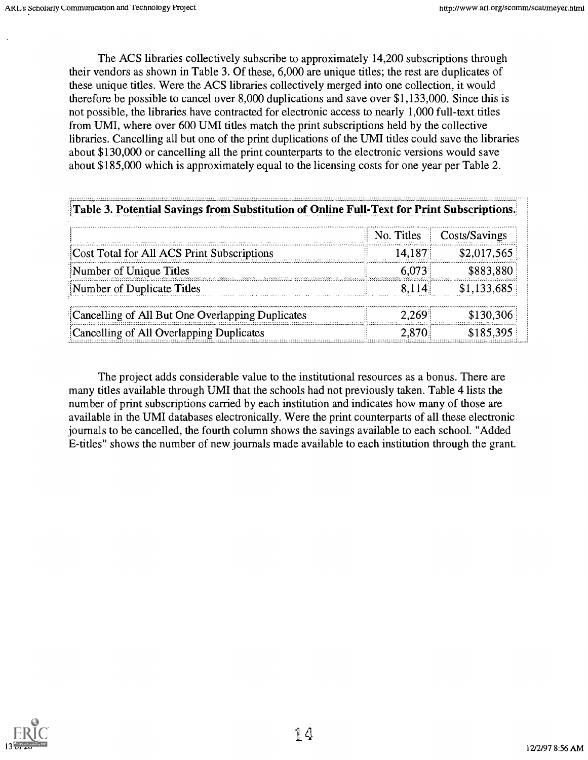The ACS libraries collectively subscribe to approximately 14,200 subscriptions through their vendors as shown in Table 3. Of these, 6,000 are unique titles; the rest are duplicates of these unique titles. Were the ACS libraries collectively merged into one collection, it would therefore be possible to cancel over 8,000 duplications and save over $1,133,000. Since this is not possible, the libraries have contracted for electronic access to nearly 1,000 full-text titles from UMI, where over 600 UMI titles match the print subscriptions held by the collective libraries. Cancelling all but one of the print duplications of the UMI titles could save the libraries about $130,000 or cancelling all the print counterparts to the electronic versions would save about $185,000 which is approximately equal to the licensing costs for one year per Table 2.

**Table 3. Potential Savings from Substitution of Online Full-Text for Print Subscriptions.**

| | No. Titles | Costs/Savings |
|---|---|---|
| Cost Total for All ACS Print Subscriptions | 14,187 | $2,017,565 |
| Number of Unique Titles | 6,073 | $883,880 |
| Number of Duplicate Titles | 8,114 | $1,133,685 |
| Cancelling of All But One Overlapping Duplicates | 2,269 | $130,306 |
| Cancelling of All Overlapping Duplicates | 2,870 | $185,395 |

The project adds considerable value to the institutional resources as a bonus. There are many titles available through UMI that the schools had not previously taken. Table 4 lists the number of print subscriptions carried by each institution and indicates how many of those are available in the UMI databases electronically. Were the print counterparts of all these electronic journals to be cancelled, the fourth column shows the savings available to each school. "Added E-titles" shows the number of new journals made available to each institution through the grant.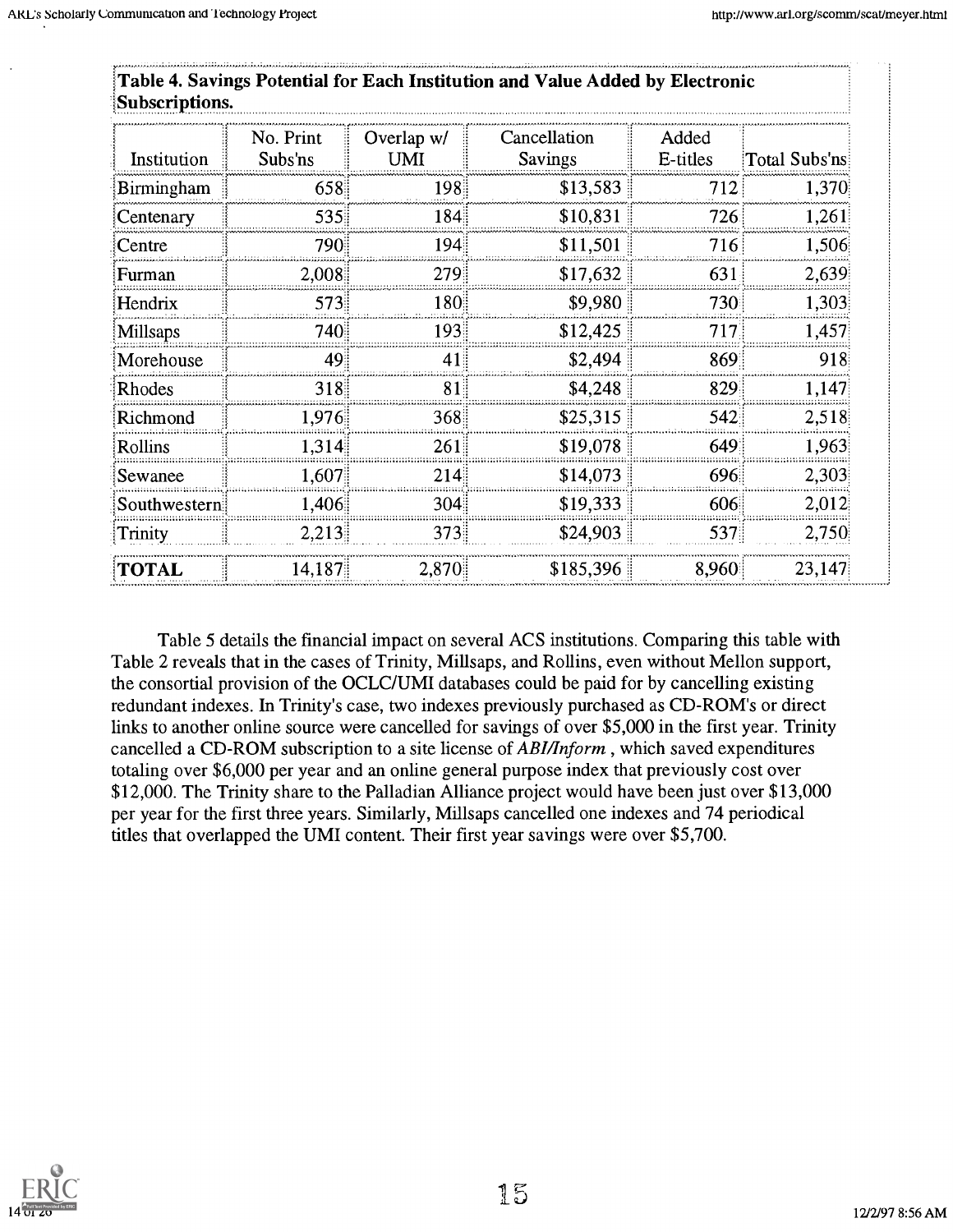**Table 4. Savings Potential for Each Institution and Value Added by Electronic Subscriptions.**

| Institution | No. Print Subs'ns | Overlap w/ UMI | Cancellation Savings | Added E-titles | Total Subs'ns |
|---|---|---|---|---|---|
| Birmingham | 658 | 198 | $13,583 | 712 | 1,370 |
| Centenary | 535 | 184 | $10,831 | 726 | 1,261 |
| Centre | 790 | 194 | $11,501 | 716 | 1,506 |
| Furman | 2,008 | 279 | $17,632 | 631 | 2,639 |
| Hendrix | 573 | 180 | $9,980 | 730 | 1,303 |
| Millsaps | 740 | 193 | $12,425 | 717 | 1,457 |
| Morehouse | 49 | 41 | $2,494 | 869 | 918 |
| Rhodes | 318 | 81 | $4,248 | 829 | 1,147 |
| Richmond | 1,976 | 368 | $25,315 | 542 | 2,518 |
| Rollins | 1,314 | 261 | $19,078 | 649 | 1,963 |
| Sewanee | 1,607 | 214 | $14,073 | 696 | 2,303 |
| Southwestern | 1,406 | 304 | $19,333 | 606 | 2,012 |
| Trinity | 2,213 | 373 | $24,903 | 537 | 2,750 |
| **TOTAL** | 14,187 | 2,870 | $185,396 | 8,960 | 23,147 |

Table 5 details the financial impact on several ACS institutions. Comparing this table with Table 2 reveals that in the cases of Trinity, Millsaps, and Rollins, even without Mellon support, the consortial provision of the OCLC/UMI databases could be paid for by cancelling existing redundant indexes. In Trinity's case, two indexes previously purchased as CD-ROM's or direct links to another online source were cancelled for savings of over $5,000 in the first year. Trinity cancelled a CD-ROM subscription to a site license of *ABI/Inform* , which saved expenditures totaling over $6,000 per year and an online general purpose index that previously cost over $12,000. The Trinity share to the Palladian Alliance project would have been just over $13,000 per year for the first three years. Similarly, Millsaps cancelled one indexes and 74 periodical titles that overlapped the UMI content. Their first year savings were over $5,700.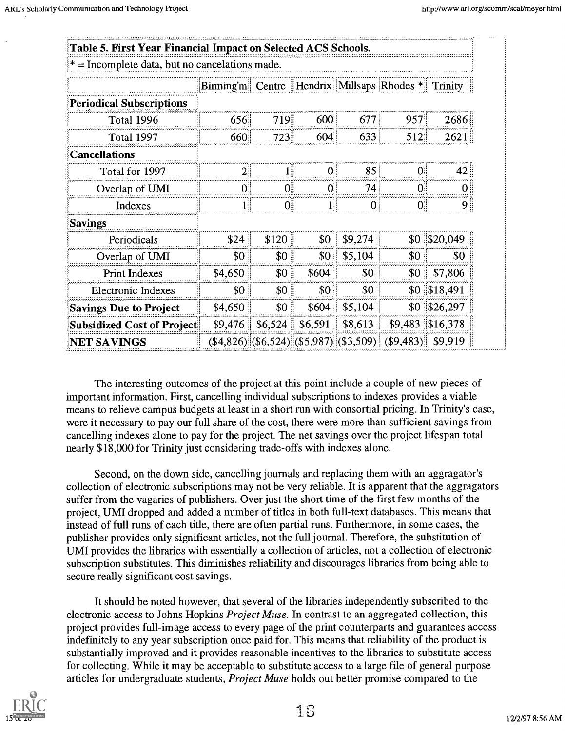**Table 5. First Year Financial Impact on Selected ACS Schools.**

* = Incomplete data, but no cancelations made.

| | Birming'm | Centre | Hendrix | Millsaps | Rhodes * | Trinity |
|---|---|---|---|---|---|---|
| **Periodical Subscriptions** | | | | | | |
| Total 1996 | 656 | 719 | 600 | 677 | 957 | 2686 |
| Total 1997 | 660 | 723 | 604 | 633 | 512 | 2621 |
| **Cancellations** | | | | | | |
| Total for 1997 | 2 | 1 | 0 | 85 | 0 | 42 |
| Overlap of UMI | 0 | 0 | 0 | 74 | 0 | 0 |
| Indexes | 1 | 0 | 1 | 0 | 0 | 9 |
| **Savings** | | | | | | |
| Periodicals | $24 | $120 | $0 | $9,274 | $0 | $20,049 |
| Overlap of UMI | $0 | $0 | $0 | $5,104 | $0 | $0 |
| Print Indexes | $4,650 | $0 | $604 | $0 | $0 | $7,806 |
| Electronic Indexes | $0 | $0 | $0 | $0 | $0 | $18,491 |
| **Savings Due to Project** | $4,650 | $0 | $604 | $5,104 | $0 | $26,297 |
| **Subsidized Cost of Project** | $9,476 | $6,524 | $6,591 | $8,613 | $9,483 | $16,378 |
| **NET SAVINGS** | ($4,826) | ($6,524) | ($5,987) | ($3,509) | ($9,483) | $9,919 |

The interesting outcomes of the project at this point include a couple of new pieces of important information. First, cancelling individual subscriptions to indexes provides a viable means to relieve campus budgets at least in a short run with consortial pricing. In Trinity's case, were it necessary to pay our full share of the cost, there were more than sufficient savings from cancelling indexes alone to pay for the project. The net savings over the project lifespan total nearly $18,000 for Trinity just considering trade-offs with indexes alone.

Second, on the down side, cancelling journals and replacing them with an aggragator's collection of electronic subscriptions may not be very reliable. It is apparent that the aggragators suffer from the vagaries of publishers. Over just the short time of the first few months of the project, UMI dropped and added a number of titles in both full-text databases. This means that instead of full runs of each title, there are often partial runs. Furthermore, in some cases, the publisher provides only significant articles, not the full journal. Therefore, the substitution of UMI provides the libraries with essentially a collection of articles, not a collection of electronic subscription substitutes. This diminishes reliability and discourages libraries from being able to secure really significant cost savings.

It should be noted however, that several of the libraries independently subscribed to the electronic access to Johns Hopkins *Project Muse*. In contrast to an aggregated collection, this project provides full-image access to every page of the print counterparts and guarantees access indefinitely to any year subscription once paid for. This means that reliability of the product is substantially improved and it provides reasonable incentives to the libraries to substitute access for collecting. While it may be acceptable to substitute access to a large file of general purpose articles for undergraduate students, *Project Muse* holds out better promise compared to the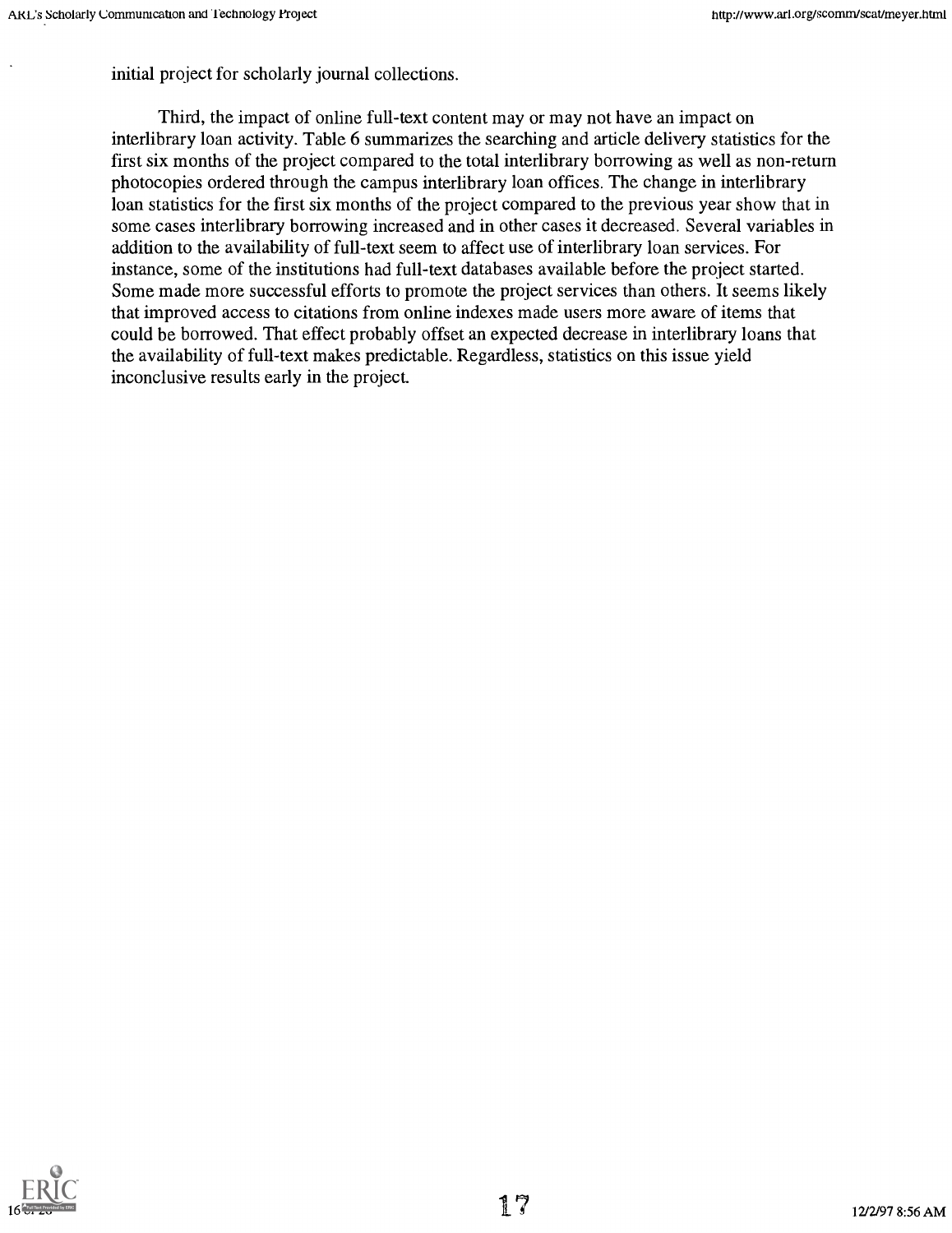initial project for scholarly journal collections.

Third, the impact of online full-text content may or may not have an impact on interlibrary loan activity. Table 6 summarizes the searching and article delivery statistics for the first six months of the project compared to the total interlibrary borrowing as well as non-return photocopies ordered through the campus interlibrary loan offices. The change in interlibrary loan statistics for the first six months of the project compared to the previous year show that in some cases interlibrary borrowing increased and in other cases it decreased. Several variables in addition to the availability of full-text seem to affect use of interlibrary loan services. For instance, some of the institutions had full-text databases available before the project started. Some made more successful efforts to promote the project services than others. It seems likely that improved access to citations from online indexes made users more aware of items that could be borrowed. That effect probably offset an expected decrease in interlibrary loans that the availability of full-text makes predictable. Regardless, statistics on this issue yield inconclusive results early in the project.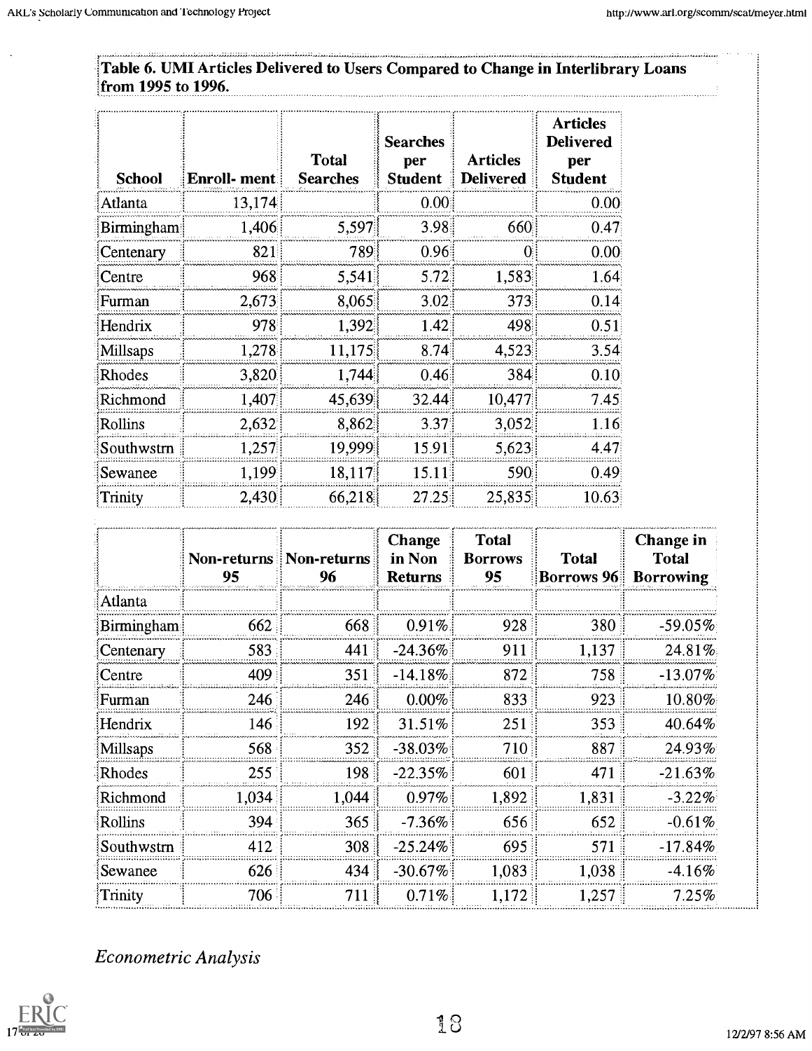**Table 6. UMI Articles Delivered to Users Compared to Change in Interlibrary Loans from 1995 to 1996.**

| School | Enroll- ment | Total Searches | Searches per Student | Articles Delivered | Articles Delivered per Student |
|---|---|---|---|---|---|
| Atlanta | 13,174 | | 0.00 | | 0.00 |
| Birmingham | 1,406 | 5,597 | 3.98 | 660 | 0.47 |
| Centenary | 821 | 789 | 0.96 | 0 | 0.00 |
| Centre | 968 | 5,541 | 5.72 | 1,583 | 1.64 |
| Furman | 2,673 | 8,065 | 3.02 | 373 | 0.14 |
| Hendrix | 978 | 1,392 | 1.42 | 498 | 0.51 |
| Millsaps | 1,278 | 11,175 | 8.74 | 4,523 | 3.54 |
| Rhodes | 3,820 | 1,744 | 0.46 | 384 | 0.10 |
| Richmond | 1,407 | 45,639 | 32.44 | 10,477 | 7.45 |
| Rollins | 2,632 | 8,862 | 3.37 | 3,052 | 1.16 |
| Southwstrn | 1,257 | 19,999 | 15.91 | 5,623 | 4.47 |
| Sewanee | 1,199 | 18,117 | 15.11 | 590 | 0.49 |
| Trinity | 2,430 | 66,218 | 27.25 | 25,835 | 10.63 |

| | Non-returns 95 | Non-returns 96 | Change in Non Returns | Total Borrows 95 | Total Borrows 96 | Change in Total Borrowing |
|---|---|---|---|---|---|---|
| Atlanta | | | | | | |
| Birmingham | 662 | 668 | 0.91% | 928 | 380 | -59.05% |
| Centenary | 583 | 441 | -24.36% | 911 | 1,137 | 24.81% |
| Centre | 409 | 351 | -14.18% | 872 | 758 | -13.07% |
| Furman | 246 | 246 | 0.00% | 833 | 923 | 10.80% |
| Hendrix | 146 | 192 | 31.51% | 251 | 353 | 40.64% |
| Millsaps | 568 | 352 | -38.03% | 710 | 887 | 24.93% |
| Rhodes | 255 | 198 | -22.35% | 601 | 471 | -21.63% |
| Richmond | 1,034 | 1,044 | 0.97% | 1,892 | 1,831 | -3.22% |
| Rollins | 394 | 365 | -7.36% | 656 | 652 | -0.61% |
| Southwstrn | 412 | 308 | -25.24% | 695 | 571 | -17.84% |
| Sewanee | 626 | 434 | -30.67% | 1,083 | 1,038 | -4.16% |
| Trinity | 706 | 711 | 0.71% | 1,172 | 1,257 | 7.25% |

*Econometric Analysis*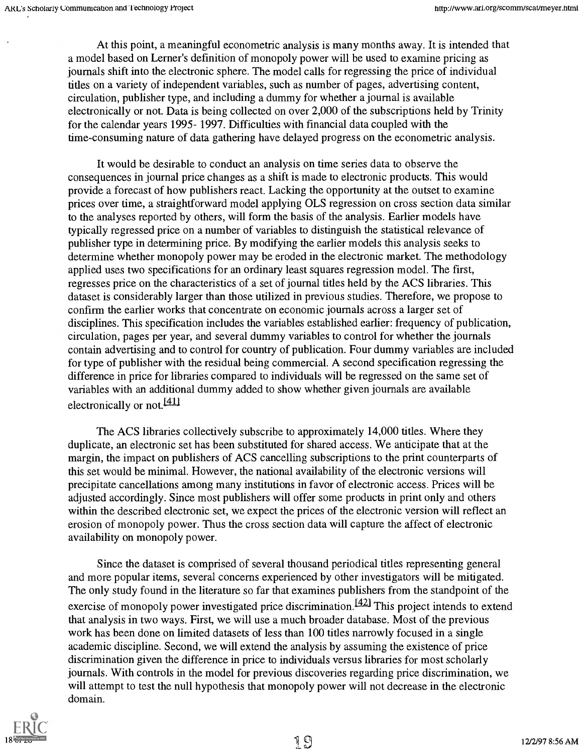At this point, a meaningful econometric analysis is many months away. It is intended that a model based on Lerner's definition of monopoly power will be used to examine pricing as journals shift into the electronic sphere. The model calls for regressing the price of individual titles on a variety of independent variables, such as number of pages, advertising content, circulation, publisher type, and including a dummy for whether a journal is available electronically or not. Data is being collected on over 2,000 of the subscriptions held by Trinity for the calendar years 1995- 1997. Difficulties with financial data coupled with the time-consuming nature of data gathering have delayed progress on the econometric analysis.

It would be desirable to conduct an analysis on time series data to observe the consequences in journal price changes as a shift is made to electronic products. This would provide a forecast of how publishers react. Lacking the opportunity at the outset to examine prices over time, a straightforward model applying OLS regression on cross section data similar to the analyses reported by others, will form the basis of the analysis. Earlier models have typically regressed price on a number of variables to distinguish the statistical relevance of publisher type in determining price. By modifying the earlier models this analysis seeks to determine whether monopoly power may be eroded in the electronic market. The methodology applied uses two specifications for an ordinary least squares regression model. The first, regresses price on the characteristics of a set of journal titles held by the ACS libraries. This dataset is considerably larger than those utilized in previous studies. Therefore, we propose to confirm the earlier works that concentrate on economic journals across a larger set of disciplines. This specification includes the variables established earlier: frequency of publication, circulation, pages per year, and several dummy variables to control for whether the journals contain advertising and to control for country of publication. Four dummy variables are included for type of publisher with the residual being commercial. A second specification regressing the difference in price for libraries compared to individuals will be regressed on the same set of variables with an additional dummy added to show whether given journals are available electronically or not.[41]

The ACS libraries collectively subscribe to approximately 14,000 titles. Where they duplicate, an electronic set has been substituted for shared access. We anticipate that at the margin, the impact on publishers of ACS cancelling subscriptions to the print counterparts of this set would be minimal. However, the national availability of the electronic versions will precipitate cancellations among many institutions in favor of electronic access. Prices will be adjusted accordingly. Since most publishers will offer some products in print only and others within the described electronic set, we expect the prices of the electronic version will reflect an erosion of monopoly power. Thus the cross section data will capture the affect of electronic availability on monopoly power.

Since the dataset is comprised of several thousand periodical titles representing general and more popular items, several concerns experienced by other investigators will be mitigated. The only study found in the literature so far that examines publishers from the standpoint of the exercise of monopoly power investigated price discrimination.[42] This project intends to extend that analysis in two ways. First, we will use a much broader database. Most of the previous work has been done on limited datasets of less than 100 titles narrowly focused in a single academic discipline. Second, we will extend the analysis by assuming the existence of price discrimination given the difference in price to individuals versus libraries for most scholarly journals. With controls in the model for previous discoveries regarding price discrimination, we will attempt to test the null hypothesis that monopoly power will not decrease in the electronic domain.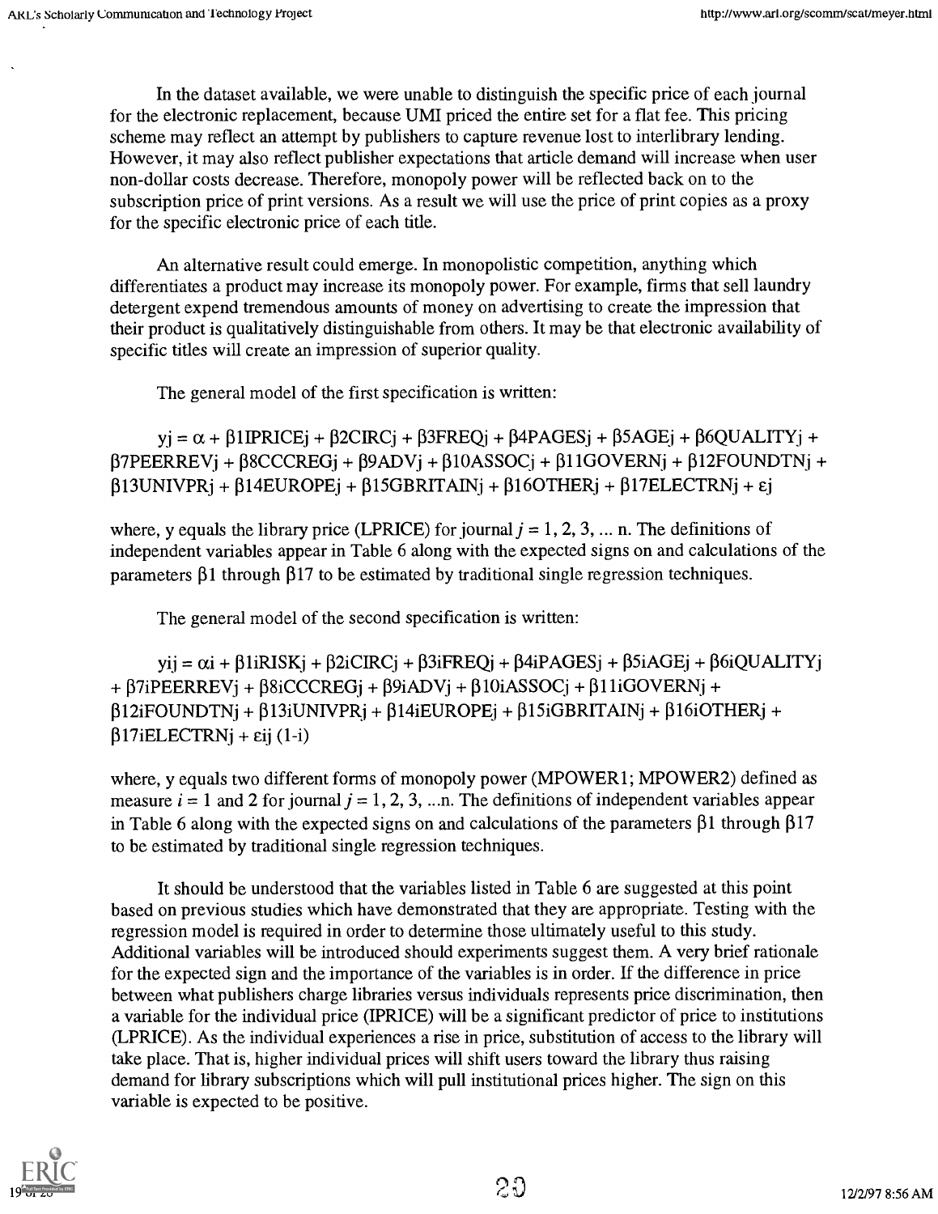In the dataset available, we were unable to distinguish the specific price of each journal for the electronic replacement, because UMI priced the entire set for a flat fee. This pricing scheme may reflect an attempt by publishers to capture revenue lost to interlibrary lending. However, it may also reflect publisher expectations that article demand will increase when user non-dollar costs decrease. Therefore, monopoly power will be reflected back on to the subscription price of print versions. As a result we will use the price of print copies as a proxy for the specific electronic price of each title.

An alternative result could emerge. In monopolistic competition, anything which differentiates a product may increase its monopoly power. For example, firms that sell laundry detergent expend tremendous amounts of money on advertising to create the impression that their product is qualitatively distinguishable from others. It may be that electronic availability of specific titles will create an impression of superior quality.

The general model of the first specification is written:

$$y_j = \alpha + \beta_1 IPRICE_j + \beta_2 CIRC_j + \beta_3 FREQ_j + \beta_4 PAGES_j + \beta_5 AGE_j + \beta_6 QUALITY_j + \beta_7 PEERREV_j + \beta_8 CCCREG_j + \beta_9 ADV_j + \beta_{10} ASSOC_j + \beta_{11} GOVERN_j + \beta_{12} FOUNDTN_j + \beta_{13} UNIVPR_j + \beta_{14} EUROPE_j + \beta_{15} GBRITAIN_j + \beta_{16} OTHER_j + \beta_{17} ELECTRN_j + \varepsilon_j$$

where, y equals the library price (LPRICE) for journal $j = 1, 2, 3, \ldots$ n. The definitions of independent variables appear in Table 6 along with the expected signs on and calculations of the parameters $\beta_1$ through $\beta_{17}$ to be estimated by traditional single regression techniques.

The general model of the second specification is written:

$$y_{ij} = \alpha_i + \beta_{1i} RISK_j + \beta_{2i} CIRC_j + \beta_{3i} FREQ_j + \beta_{4i} PAGES_j + \beta_{5i} AGE_j + \beta_{6i} QUALITY_j + \beta_{7i} PEERREV_j + \beta_{8i} CCCREG_j + \beta_{9i} ADV_j + \beta_{10i} ASSOC_j + \beta_{11i} GOVERN_j + \beta_{12i} FOUNDTN_j + \beta_{13i} UNIVPR_j + \beta_{14i} EUROPE_j + \beta_{15i} GBRITAIN_j + \beta_{16i} OTHER_j + \beta_{17i} ELECTRN_j + \varepsilon_{ij} \ (1\text{-}i)$$

where, y equals two different forms of monopoly power (MPOWER1; MPOWER2) defined as measure $i = 1$ and 2 for journal $j = 1, 2, 3, \ldots$n. The definitions of independent variables appear in Table 6 along with the expected signs on and calculations of the parameters $\beta_1$ through $\beta_{17}$ to be estimated by traditional single regression techniques.

It should be understood that the variables listed in Table 6 are suggested at this point based on previous studies which have demonstrated that they are appropriate. Testing with the regression model is required in order to determine those ultimately useful to this study. Additional variables will be introduced should experiments suggest them. A very brief rationale for the expected sign and the importance of the variables is in order. If the difference in price between what publishers charge libraries versus individuals represents price discrimination, then a variable for the individual price (IPRICE) will be a significant predictor of price to institutions (LPRICE). As the individual experiences a rise in price, substitution of access to the library will take place. That is, higher individual prices will shift users toward the library thus raising demand for library subscriptions which will pull institutional prices higher. The sign on this variable is expected to be positive.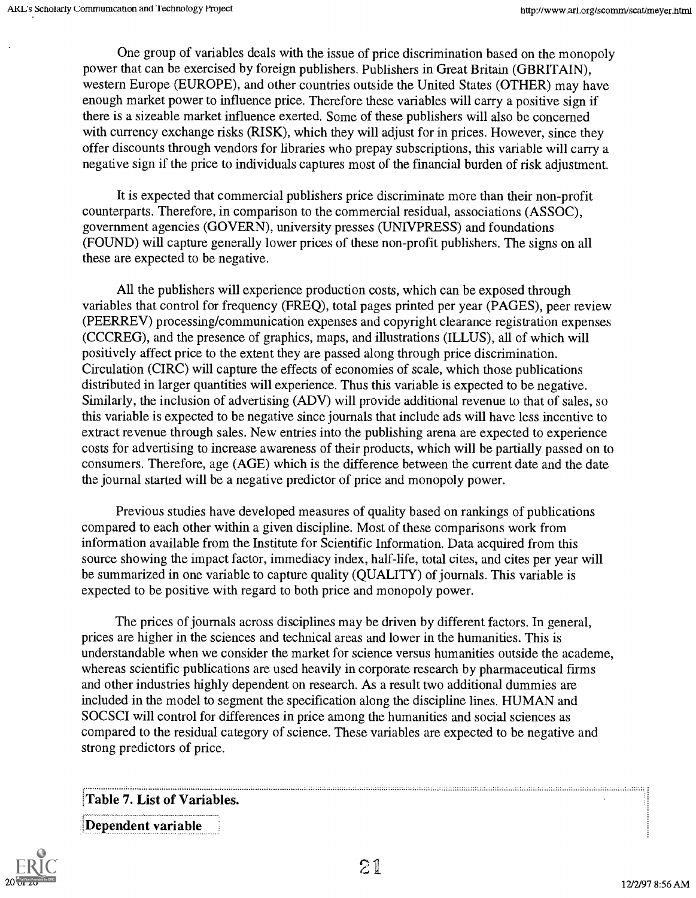One group of variables deals with the issue of price discrimination based on the monopoly power that can be exercised by foreign publishers. Publishers in Great Britain (GBRITAIN), western Europe (EUROPE), and other countries outside the United States (OTHER) may have enough market power to influence price. Therefore these variables will carry a positive sign if there is a sizeable market influence exerted. Some of these publishers will also be concerned with currency exchange risks (RISK), which they will adjust for in prices. However, since they offer discounts through vendors for libraries who prepay subscriptions, this variable will carry a negative sign if the price to individuals captures most of the financial burden of risk adjustment.

It is expected that commercial publishers price discriminate more than their non-profit counterparts. Therefore, in comparison to the commercial residual, associations (ASSOC), government agencies (GOVERN), university presses (UNIVPRESS) and foundations (FOUND) will capture generally lower prices of these non-profit publishers. The signs on all these are expected to be negative.

All the publishers will experience production costs, which can be exposed through variables that control for frequency (FREQ), total pages printed per year (PAGES), peer review (PEERREV) processing/communication expenses and copyright clearance registration expenses (CCCREG), and the presence of graphics, maps, and illustrations (ILLUS), all of which will positively affect price to the extent they are passed along through price discrimination. Circulation (CIRC) will capture the effects of economies of scale, which those publications distributed in larger quantities will experience. Thus this variable is expected to be negative. Similarly, the inclusion of advertising (ADV) will provide additional revenue to that of sales, so this variable is expected to be negative since journals that include ads will have less incentive to extract revenue through sales. New entries into the publishing arena are expected to experience costs for advertising to increase awareness of their products, which will be partially passed on to consumers. Therefore, age (AGE) which is the difference between the current date and the date the journal started will be a negative predictor of price and monopoly power.

Previous studies have developed measures of quality based on rankings of publications compared to each other within a given discipline. Most of these comparisons work from information available from the Institute for Scientific Information. Data acquired from this source showing the impact factor, immediacy index, half-life, total cites, and cites per year will be summarized in one variable to capture quality (QUALITY) of journals. This variable is expected to be positive with regard to both price and monopoly power.

The prices of journals across disciplines may be driven by different factors. In general, prices are higher in the sciences and technical areas and lower in the humanities. This is understandable when we consider the market for science versus humanities outside the academe, whereas scientific publications are used heavily in corporate research by pharmaceutical firms and other industries highly dependent on research. As a result two additional dummies are included in the model to segment the specification along the discipline lines. HUMAN and SOCSCI will control for differences in price among the humanities and social sciences as compared to the residual category of science. These variables are expected to be negative and strong predictors of price.

**Table 7. List of Variables.**

**Dependent variable**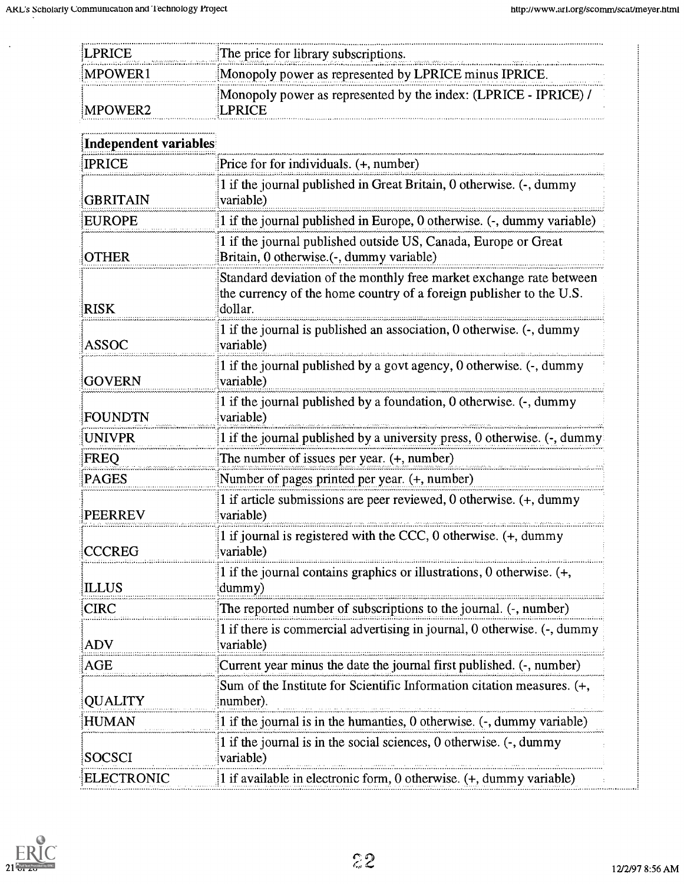| | |
|---|---|
| LPRICE | The price for library subscriptions. |
| MPOWER1 | Monopoly power as represented by LPRICE minus IPRICE. |
| MPOWER2 | Monopoly power as represented by the index: (LPRICE - IPRICE) / LPRICE |

| **Independent variables** | |
|---|---|
| IPRICE | Price for for individuals. (+, number) |
| GBRITAIN | 1 if the journal published in Great Britain, 0 otherwise. (-, dummy variable) |
| EUROPE | 1 if the journal published in Europe, 0 otherwise. (-, dummy variable) |
| OTHER | 1 if the journal published outside US, Canada, Europe or Great Britain, 0 otherwise.(-, dummy variable) |
| RISK | Standard deviation of the monthly free market exchange rate between the currency of the home country of a foreign publisher to the U.S. dollar. |
| ASSOC | 1 if the journal is published an association, 0 otherwise. (-, dummy variable) |
| GOVERN | 1 if the journal published by a govt agency, 0 otherwise. (-, dummy variable) |
| FOUNDTN | 1 if the journal published by a foundation, 0 otherwise. (-, dummy variable) |
| UNIVPR | 1 if the journal published by a university press, 0 otherwise. (-, dummy |
| FREQ | The number of issues per year. (+, number) |
| PAGES | Number of pages printed per year. (+, number) |
| PEERREV | 1 if article submissions are peer reviewed, 0 otherwise. (+, dummy variable) |
| CCCREG | 1 if journal is registered with the CCC, 0 otherwise. (+, dummy variable) |
| ILLUS | 1 if the journal contains graphics or illustrations, 0 otherwise. (+, dummy) |
| CIRC | The reported number of subscriptions to the journal. (-, number) |
| ADV | 1 if there is commercial advertising in journal, 0 otherwise. (-, dummy variable) |
| AGE | Current year minus the date the journal first published. (-, number) |
| QUALITY | Sum of the Institute for Scientific Information citation measures. (+, number). |
| HUMAN | 1 if the journal is in the humanties, 0 otherwise. (-, dummy variable) |
| SOCSCI | 1 if the journal is in the social sciences, 0 otherwise. (-, dummy variable) |
| ELECTRONIC | 1 if available in electronic form, 0 otherwise. (+, dummy variable) |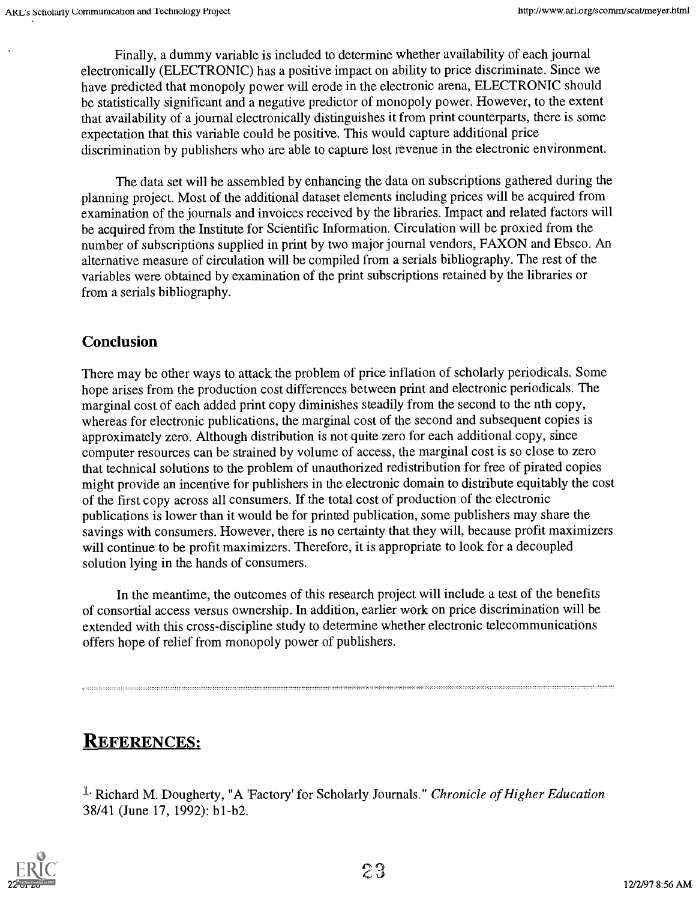Finally, a dummy variable is included to determine whether availability of each journal electronically (ELECTRONIC) has a positive impact on ability to price discriminate. Since we have predicted that monopoly power will erode in the electronic arena, ELECTRONIC should be statistically significant and a negative predictor of monopoly power. However, to the extent that availability of a journal electronically distinguishes it from print counterparts, there is some expectation that this variable could be positive. This would capture additional price discrimination by publishers who are able to capture lost revenue in the electronic environment.

The data set will be assembled by enhancing the data on subscriptions gathered during the planning project. Most of the additional dataset elements including prices will be acquired from examination of the journals and invoices received by the libraries. Impact and related factors will be acquired from the Institute for Scientific Information. Circulation will be proxied from the number of subscriptions supplied in print by two major journal vendors, FAXON and Ebsco. An alternative measure of circulation will be compiled from a serials bibliography. The rest of the variables were obtained by examination of the print subscriptions retained by the libraries or from a serials bibliography.

## Conclusion

There may be other ways to attack the problem of price inflation of scholarly periodicals. Some hope arises from the production cost differences between print and electronic periodicals. The marginal cost of each added print copy diminishes steadily from the second to the nth copy, whereas for electronic publications, the marginal cost of the second and subsequent copies is approximately zero. Although distribution is not quite zero for each additional copy, since computer resources can be strained by volume of access, the marginal cost is so close to zero that technical solutions to the problem of unauthorized redistribution for free of pirated copies might provide an incentive for publishers in the electronic domain to distribute equitably the cost of the first copy across all consumers. If the total cost of production of the electronic publications is lower than it would be for printed publication, some publishers may share the savings with consumers. However, there is no certainty that they will, because profit maximizers will continue to be profit maximizers. Therefore, it is appropriate to look for a decoupled solution lying in the hands of consumers.

In the meantime, the outcomes of this research project will include a test of the benefits of consortial access versus ownership. In addition, earlier work on price discrimination will be extended with this cross-discipline study to determine whether electronic telecommunications offers hope of relief from monopoly power of publishers.

---

## REFERENCES:

[1]. Richard M. Dougherty, "A 'Factory' for Scholarly Journals." *Chronicle of Higher Education* 38/41 (June 17, 1992): b1-b2.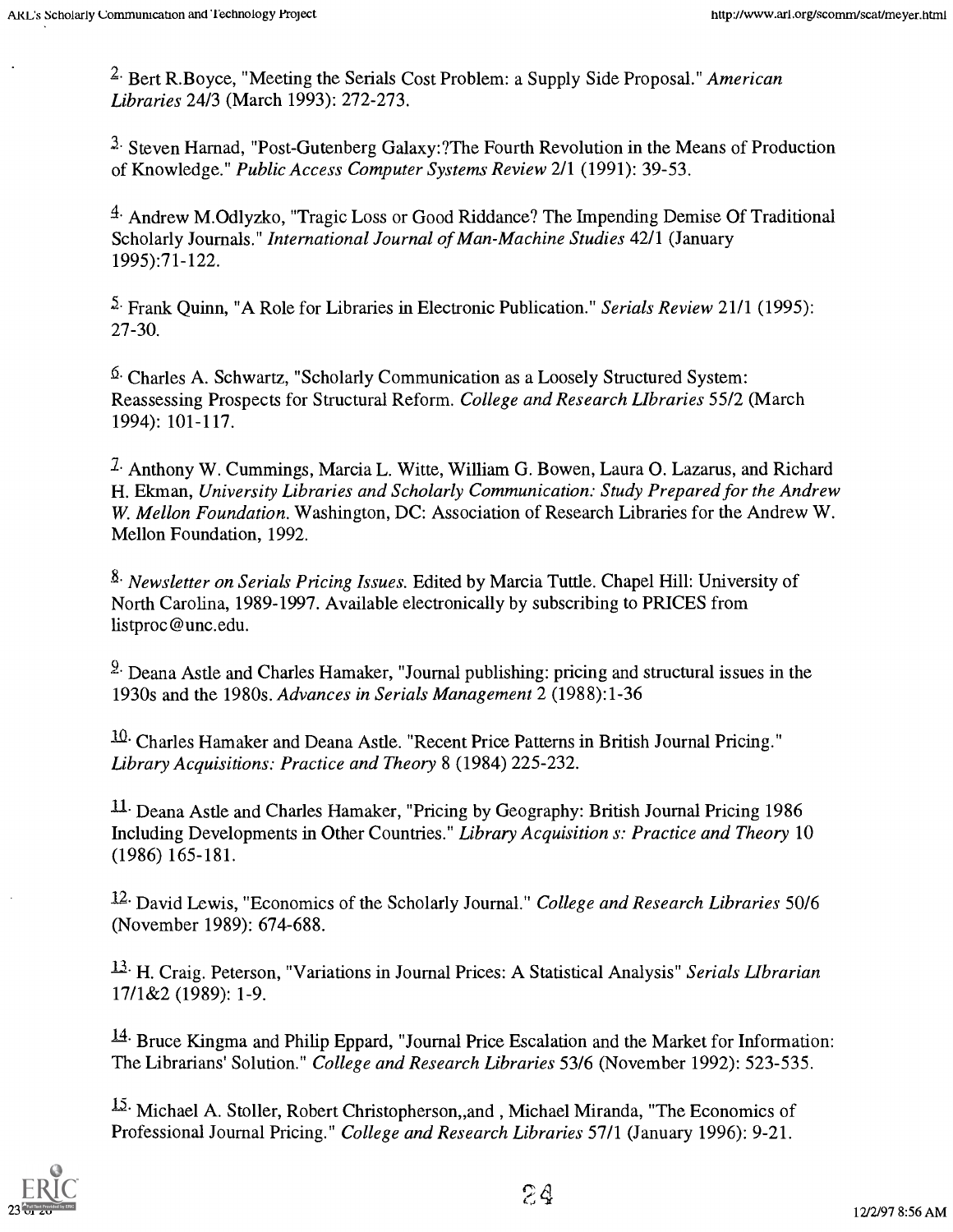[2] Bert R.Boyce, "Meeting the Serials Cost Problem: a Supply Side Proposal." *American Libraries* 24/3 (March 1993): 272-273.

[3] Steven Harnad, "Post-Gutenberg Galaxy:?The Fourth Revolution in the Means of Production of Knowledge." *Public Access Computer Systems Review* 2/1 (1991): 39-53.

[4] Andrew M.Odlyzko, "Tragic Loss or Good Riddance? The Impending Demise Of Traditional Scholarly Journals." *International Journal of Man-Machine Studies* 42/1 (January 1995):71-122.

[5] Frank Quinn, "A Role for Libraries in Electronic Publication." *Serials Review* 21/1 (1995): 27-30.

[6] Charles A. Schwartz, "Scholarly Communication as a Loosely Structured System: Reassessing Prospects for Structural Reform. *College and Research LIbraries* 55/2 (March 1994): 101-117.

[7] Anthony W. Cummings, Marcia L. Witte, William G. Bowen, Laura O. Lazarus, and Richard H. Ekman, *University Libraries and Scholarly Communication: Study Prepared for the Andrew W. Mellon Foundation.* Washington, DC: Association of Research Libraries for the Andrew W. Mellon Foundation, 1992.

[8] *Newsletter on Serials Pricing Issues.* Edited by Marcia Tuttle. Chapel Hill: University of North Carolina, 1989-1997. Available electronically by subscribing to PRICES from listproc@unc.edu.

[9] Deana Astle and Charles Hamaker, "Journal publishing: pricing and structural issues in the 1930s and the 1980s. *Advances in Serials Management* 2 (1988):1-36

[10] Charles Hamaker and Deana Astle. "Recent Price Patterns in British Journal Pricing." *Library Acquisitions: Practice and Theory* 8 (1984) 225-232.

[11] Deana Astle and Charles Hamaker, "Pricing by Geography: British Journal Pricing 1986 Including Developments in Other Countries." *Library Acquisition s: Practice and Theory* 10 (1986) 165-181.

[12] David Lewis, "Economics of the Scholarly Journal." *College and Research Libraries* 50/6 (November 1989): 674-688.

[13] H. Craig. Peterson, "Variations in Journal Prices: A Statistical Analysis" *Serials LIbrarian* 17/1&2 (1989): 1-9.

[14] Bruce Kingma and Philip Eppard, "Journal Price Escalation and the Market for Information: The Librarians' Solution." *College and Research Libraries* 53/6 (November 1992): 523-535.

[15] Michael A. Stoller, Robert Christopherson,,and , Michael Miranda, "The Economics of Professional Journal Pricing." *College and Research Libraries* 57/1 (January 1996): 9-21.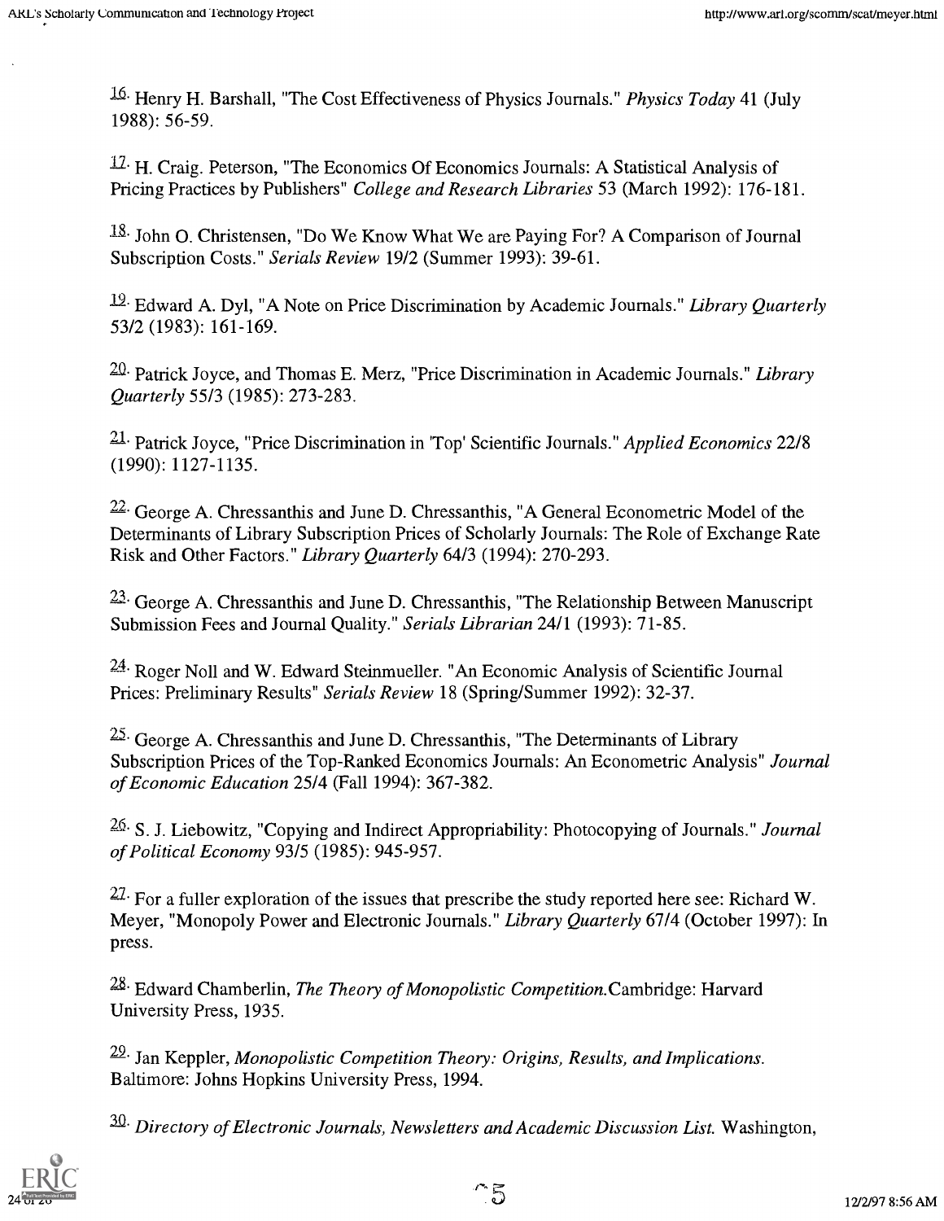[16] Henry H. Barshall, "The Cost Effectiveness of Physics Journals." *Physics Today* 41 (July 1988): 56-59.

[17] H. Craig. Peterson, "The Economics Of Economics Journals: A Statistical Analysis of Pricing Practices by Publishers" *College and Research Libraries* 53 (March 1992): 176-181.

[18] John O. Christensen, "Do We Know What We are Paying For? A Comparison of Journal Subscription Costs." *Serials Review* 19/2 (Summer 1993): 39-61.

[19] Edward A. Dyl, "A Note on Price Discrimination by Academic Journals." *Library Quarterly* 53/2 (1983): 161-169.

[20] Patrick Joyce, and Thomas E. Merz, "Price Discrimination in Academic Journals." *Library Quarterly* 55/3 (1985): 273-283.

[21] Patrick Joyce, "Price Discrimination in 'Top' Scientific Journals." *Applied Economics* 22/8 (1990): 1127-1135.

[22] George A. Chressanthis and June D. Chressanthis, "A General Econometric Model of the Determinants of Library Subscription Prices of Scholarly Journals: The Role of Exchange Rate Risk and Other Factors." *Library Quarterly* 64/3 (1994): 270-293.

[23] George A. Chressanthis and June D. Chressanthis, "The Relationship Between Manuscript Submission Fees and Journal Quality." *Serials Librarian* 24/1 (1993): 71-85.

[24] Roger Noll and W. Edward Steinmueller. "An Economic Analysis of Scientific Journal Prices: Preliminary Results" *Serials Review* 18 (Spring/Summer 1992): 32-37.

[25] George A. Chressanthis and June D. Chressanthis, "The Determinants of Library Subscription Prices of the Top-Ranked Economics Journals: An Econometric Analysis" *Journal of Economic Education* 25/4 (Fall 1994): 367-382.

[26] S. J. Liebowitz, "Copying and Indirect Appropriability: Photocopying of Journals." *Journal of Political Economy* 93/5 (1985): 945-957.

[27] For a fuller exploration of the issues that prescribe the study reported here see: Richard W. Meyer, "Monopoly Power and Electronic Journals." *Library Quarterly* 67/4 (October 1997): In press.

[28] Edward Chamberlin, *The Theory of Monopolistic Competition.* Cambridge: Harvard University Press, 1935.

[29] Jan Keppler, *Monopolistic Competition Theory: Origins, Results, and Implications.* Baltimore: Johns Hopkins University Press, 1994.

[30] *Directory of Electronic Journals, Newsletters and Academic Discussion List.* Washington,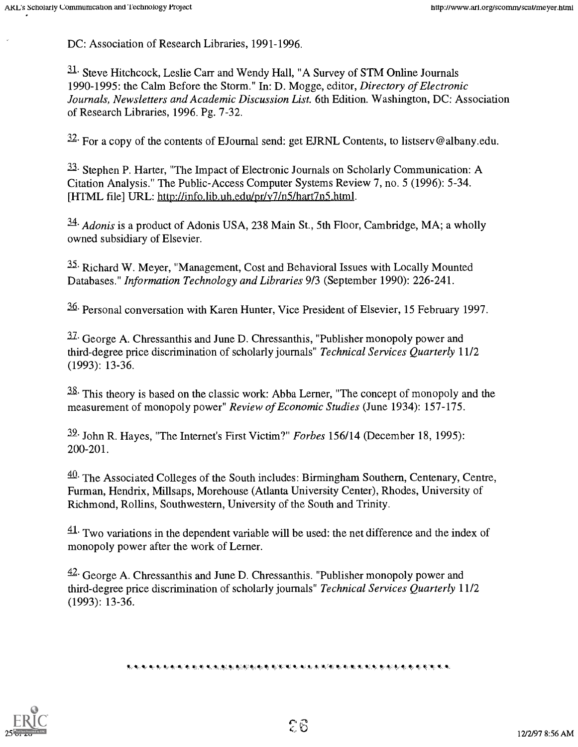DC: Association of Research Libraries, 1991-1996.

[31]. Steve Hitchcock, Leslie Carr and Wendy Hall, "A Survey of STM Online Journals 1990-1995: the Calm Before the Storm." In: D. Mogge, editor, *Directory of Electronic Journals, Newsletters and Academic Discussion List.* 6th Edition. Washington, DC: Association of Research Libraries, 1996. Pg. 7-32.

[32]. For a copy of the contents of EJournal send: get EJRNL Contents, to listserv@albany.edu.

[33]. Stephen P. Harter, "The Impact of Electronic Journals on Scholarly Communication: A Citation Analysis." The Public-Access Computer Systems Review 7, no. 5 (1996): 5-34. [HTML file] URL: http://info.lib.uh.edu/pr/v7/n5/hart7n5.html.

[34]. *Adonis* is a product of Adonis USA, 238 Main St., 5th Floor, Cambridge, MA; a wholly owned subsidiary of Elsevier.

[35]. Richard W. Meyer, "Management, Cost and Behavioral Issues with Locally Mounted Databases." *Information Technology and Libraries* 9/3 (September 1990): 226-241.

[36]. Personal conversation with Karen Hunter, Vice President of Elsevier, 15 February 1997.

[37]. George A. Chressanthis and June D. Chressanthis, "Publisher monopoly power and third-degree price discrimination of scholarly journals" *Technical Services Quarterly* 11/2 (1993): 13-36.

[38]. This theory is based on the classic work: Abba Lerner, "The concept of monopoly and the measurement of monopoly power" *Review of Economic Studies* (June 1934): 157-175.

[39]. John R. Hayes, "The Internet's First Victim?" *Forbes* 156/14 (December 18, 1995): 200-201.

[40]. The Associated Colleges of the South includes: Birmingham Southern, Centenary, Centre, Furman, Hendrix, Millsaps, Morehouse (Atlanta University Center), Rhodes, University of Richmond, Rollins, Southwestern, University of the South and Trinity.

[41]. Two variations in the dependent variable will be used: the net difference and the index of monopoly power after the work of Lerner.

[42]. George A. Chressanthis and June D. Chressanthis. "Publisher monopoly power and third-degree price discrimination of scholarly journals" *Technical Services Quarterly* 11/2 (1993): 13-36.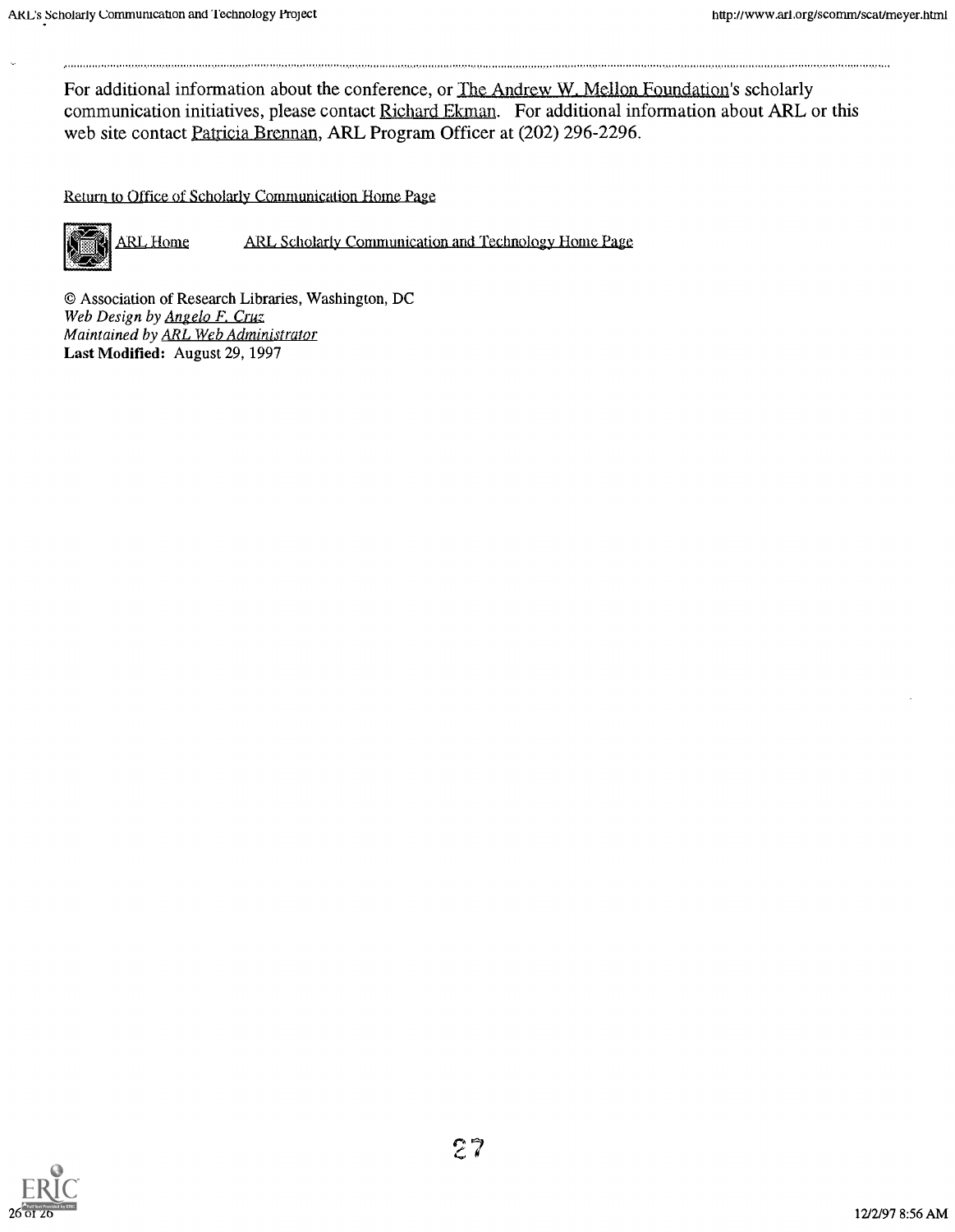For additional information about the conference, or The Andrew W. Mellon Foundation's scholarly communication initiatives, please contact Richard Ekman. For additional information about ARL or this web site contact Patricia Brennan, ARL Program Officer at (202) 296-2296.

Return to Office of Scholarly Communication Home Page

ARL Home    ARL Scholarly Communication and Technology Home Page

© Association of Research Libraries, Washington, DC
*Web Design by Angelo F. Cruz*
*Maintained by ARL Web Administrator*
**Last Modified:** August 29, 1997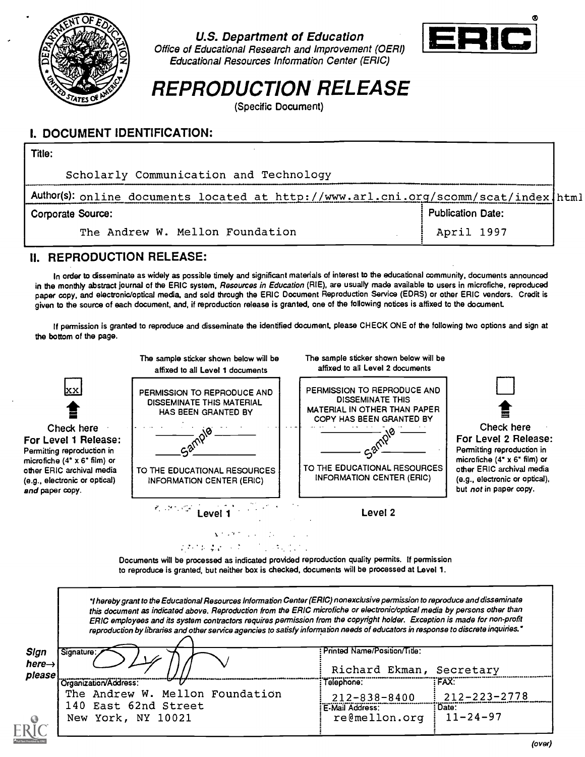U.S. Department of Education
*Office of Educational Research and Improvement (OERI)*
*Educational Resources Information Center (ERIC)*

ERIC

# *REPRODUCTION RELEASE*

(Specific Document)

## I. DOCUMENT IDENTIFICATION:

Title: Scholarly Communication and Technology

Author(s): online documents located at http://www.arl.cni.org/scomm/scat/index.html

| Corporate Source: | Publication Date: |
|---|---|
| The Andrew W. Mellon Foundation | April 1997 |

## II. REPRODUCTION RELEASE:

In order to disseminate as widely as possible timely and significant materials of interest to the educational community, documents announced in the monthly abstract journal of the ERIC system, *Resources in Education* (RIE), are usually made available to users in microfiche, reproduced paper copy, and electronic/optical media, and sold through the ERIC Document Reproduction Service (EDRS) or other ERIC vendors. Credit is given to the source of each document, and, if reproduction release is granted, one of the following notices is affixed to the document.

If permission is granted to reproduce and disseminate the identified document, please CHECK ONE of the following two options and sign at the bottom of the page.

[xx] **Check here For Level 1 Release:** Permitting reproduction in microfiche (4" x 6" film) or other ERIC archival media (e.g., electronic or optical) *and* paper copy.

The sample sticker shown below will be affixed to all Level 1 documents

PERMISSION TO REPRODUCE AND DISSEMINATE THIS MATERIAL HAS BEEN GRANTED BY

Sample

TO THE EDUCATIONAL RESOURCES INFORMATION CENTER (ERIC)

Level 1

The sample sticker shown below will be affixed to all Level 2 documents

PERMISSION TO REPRODUCE AND DISSEMINATE THIS MATERIAL IN OTHER THAN PAPER COPY HAS BEEN GRANTED BY

Sample

TO THE EDUCATIONAL RESOURCES INFORMATION CENTER (ERIC)

Level 2

[ ] **Check here For Level 2 Release:** Permitting reproduction in microfiche (4" x 6" film) or other ERIC archival media (e.g., electronic or optical), but *not* in paper copy.

Documents will be processed as indicated provided reproduction quality permits. If permission to reproduce is granted, but neither box is checked, documents will be processed at Level 1.

*"I hereby grant to the Educational Resources Information Center (ERIC) nonexclusive permission to reproduce and disseminate this document as indicated above. Reproduction from the ERIC microfiche or electronic/optical media by persons other than ERIC employees and its system contractors requires permission from the copyright holder. Exception is made for non-profit reproduction by libraries and other service agencies to satisfy information needs of educators in response to discrete inquiries."*

**Sign here→ please**

| Signature: | Printed Name/Position/Title: | |
|---|---|---|
| [signature] | Richard Ekman, Secretary | |
| Organization/Address: | Telephone: | FAX: |
| The Andrew W. Mellon Foundation<br>140 East 62nd Street<br>New York, NY 10021 | 212-838-8400 | 212-223-2778 |
| | E-Mail Address: | Date: |
| | re@mellon.org | 11-24-97 |

(over)